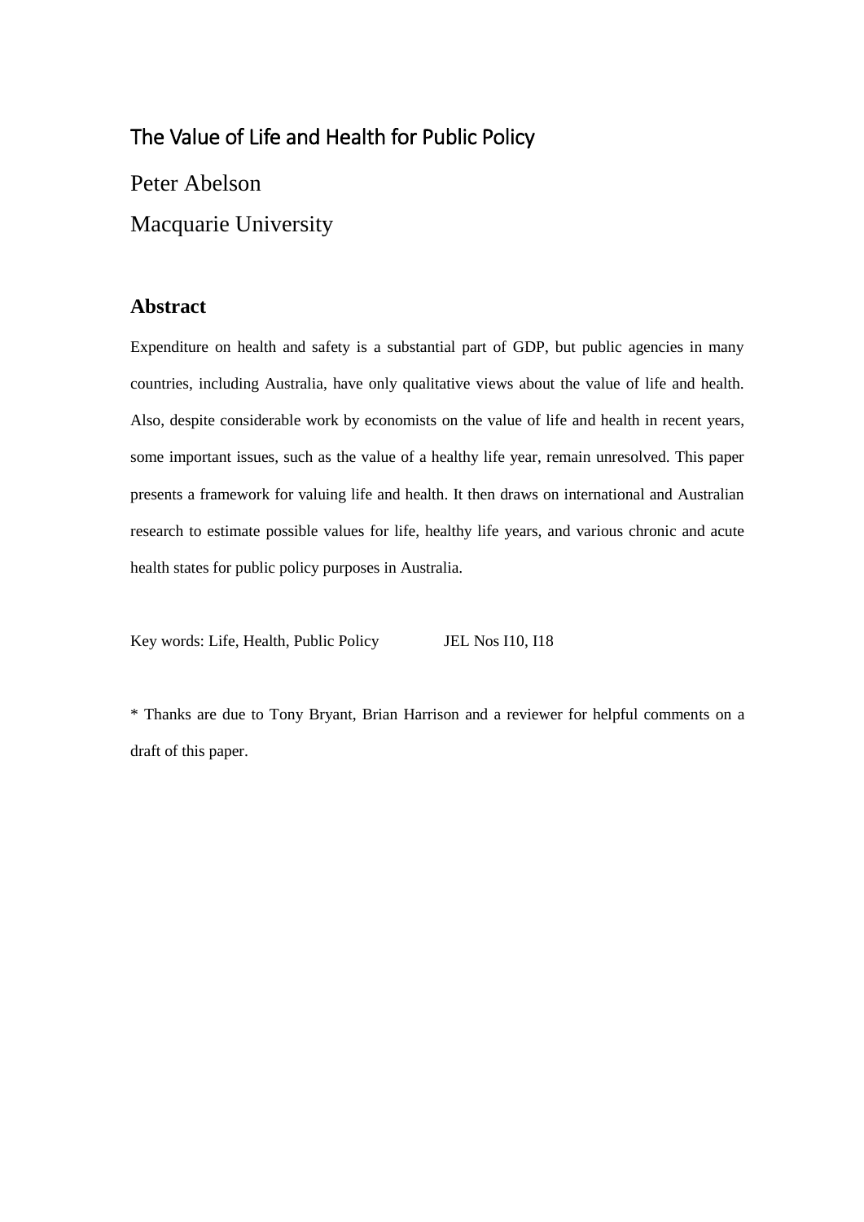# The Value of Life and Health for Public Policy

Peter Abelson

Macquarie University

## Abstract

Expenditure on health and safety is a substantial part of GDP, but public agencies in many countries, including Australia, have only qualitative views about the value of life and health. Also, despite considerable work by economists on the value of life and health in recent years, some important issues, such as the value of a healthy life year, remain unresolved. This paper presents a framework for valuing life and health. It then draws on international and Australian research to estimate possible values for life, healthy life years, and various chronic and acute health states for public policy purposes in Australia.

Key words: Life, Health, Public Policy          JEL Nos I10, I18

* Thanks are due to Tony Bryant, Brian Harrison and a reviewer for helpful comments on a draft of this paper.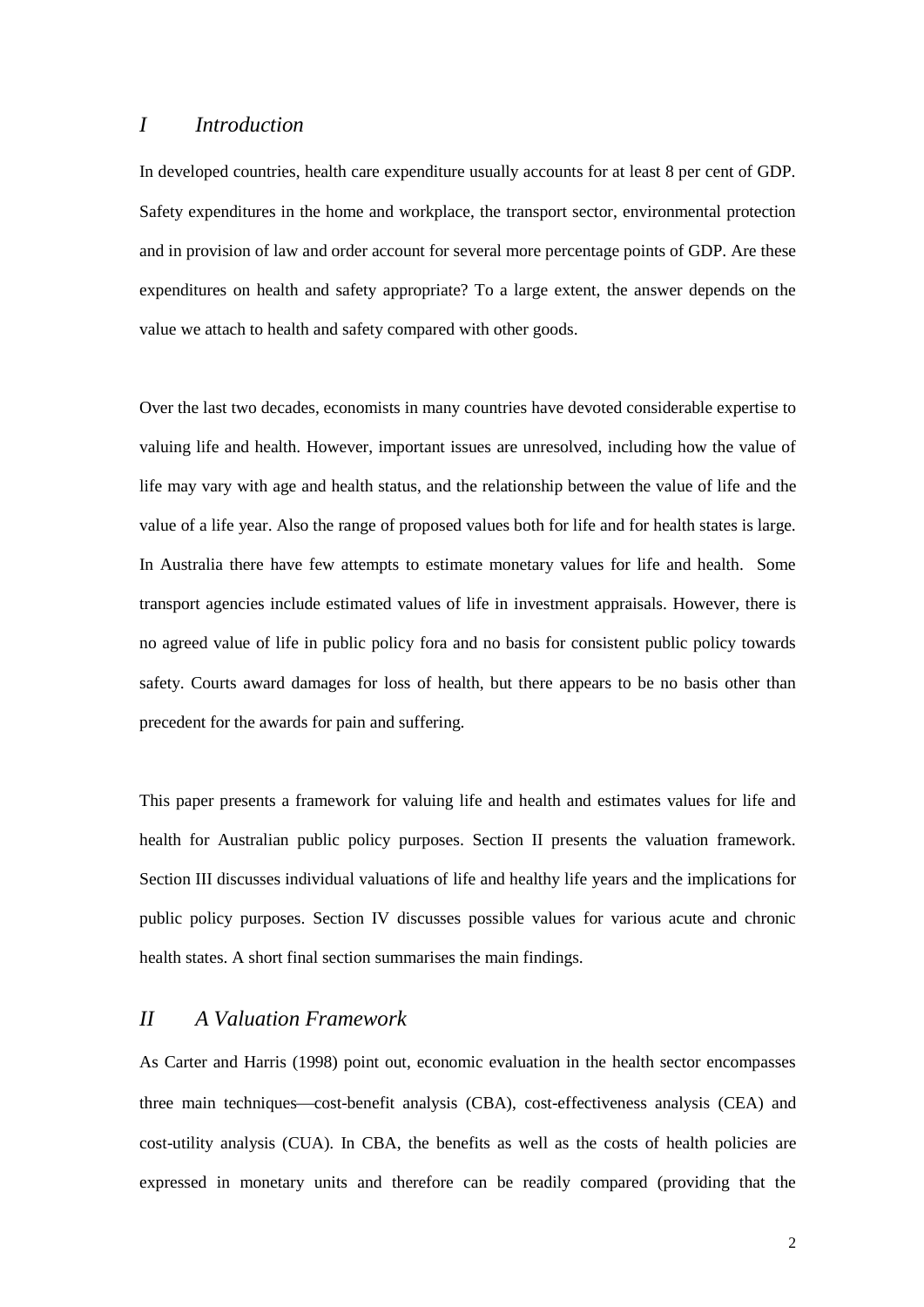## *I Introduction*

In developed countries, health care expenditure usually accounts for at least 8 per cent of GDP. Safety expenditures in the home and workplace, the transport sector, environmental protection and in provision of law and order account for several more percentage points of GDP. Are these expenditures on health and safety appropriate? To a large extent, the answer depends on the value we attach to health and safety compared with other goods.

Over the last two decades, economists in many countries have devoted considerable expertise to valuing life and health. However, important issues are unresolved, including how the value of life may vary with age and health status, and the relationship between the value of life and the value of a life year. Also the range of proposed values both for life and for health states is large. In Australia there have few attempts to estimate monetary values for life and health. Some transport agencies include estimated values of life in investment appraisals. However, there is no agreed value of life in public policy fora and no basis for consistent public policy towards safety. Courts award damages for loss of health, but there appears to be no basis other than precedent for the awards for pain and suffering.

This paper presents a framework for valuing life and health and estimates values for life and health for Australian public policy purposes. Section II presents the valuation framework. Section III discusses individual valuations of life and healthy life years and the implications for public policy purposes. Section IV discusses possible values for various acute and chronic health states. A short final section summarises the main findings.

## *II A Valuation Framework*

As Carter and Harris (1998) point out, economic evaluation in the health sector encompasses three main techniques—cost-benefit analysis (CBA), cost-effectiveness analysis (CEA) and cost-utility analysis (CUA). In CBA, the benefits as well as the costs of health policies are expressed in monetary units and therefore can be readily compared (providing that the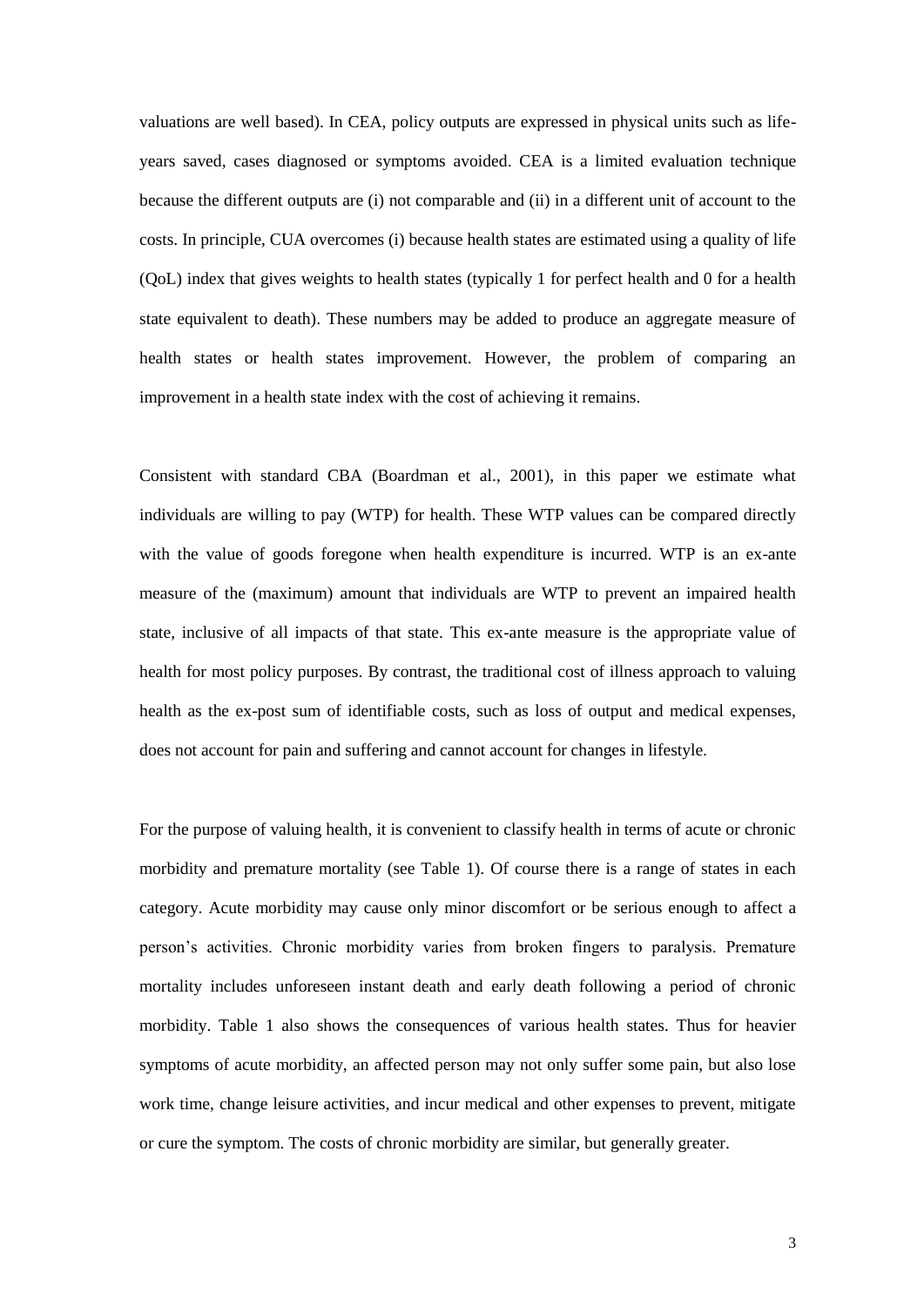valuations are well based). In CEA, policy outputs are expressed in physical units such as life-years saved, cases diagnosed or symptoms avoided. CEA is a limited evaluation technique because the different outputs are (i) not comparable and (ii) in a different unit of account to the costs. In principle, CUA overcomes (i) because health states are estimated using a quality of life (QoL) index that gives weights to health states (typically 1 for perfect health and 0 for a health state equivalent to death). These numbers may be added to produce an aggregate measure of health states or health states improvement. However, the problem of comparing an improvement in a health state index with the cost of achieving it remains.

Consistent with standard CBA (Boardman et al., 2001), in this paper we estimate what individuals are willing to pay (WTP) for health. These WTP values can be compared directly with the value of goods foregone when health expenditure is incurred. WTP is an ex-ante measure of the (maximum) amount that individuals are WTP to prevent an impaired health state, inclusive of all impacts of that state. This ex-ante measure is the appropriate value of health for most policy purposes. By contrast, the traditional cost of illness approach to valuing health as the ex-post sum of identifiable costs, such as loss of output and medical expenses, does not account for pain and suffering and cannot account for changes in lifestyle.

For the purpose of valuing health, it is convenient to classify health in terms of acute or chronic morbidity and premature mortality (see Table 1). Of course there is a range of states in each category. Acute morbidity may cause only minor discomfort or be serious enough to affect a person's activities. Chronic morbidity varies from broken fingers to paralysis. Premature mortality includes unforeseen instant death and early death following a period of chronic morbidity. Table 1 also shows the consequences of various health states. Thus for heavier symptoms of acute morbidity, an affected person may not only suffer some pain, but also lose work time, change leisure activities, and incur medical and other expenses to prevent, mitigate or cure the symptom. The costs of chronic morbidity are similar, but generally greater.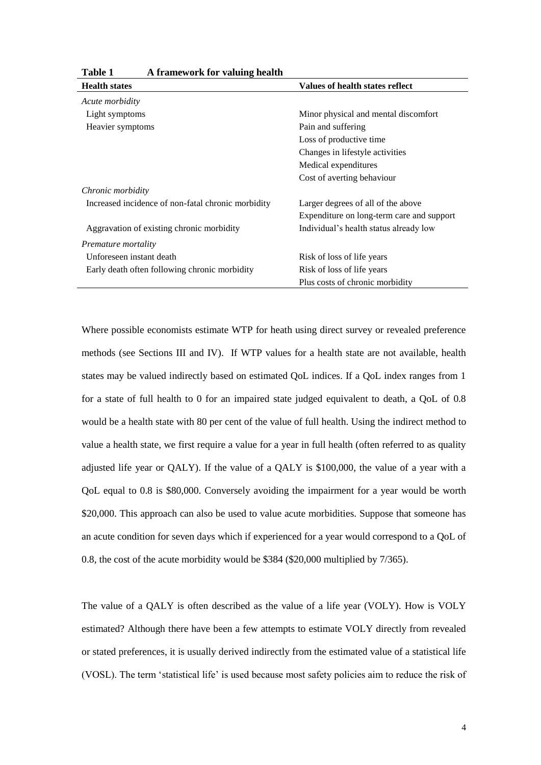**Table 1 A framework for valuing health**

| Health states | Values of health states reflect |
|---|---|
| *Acute morbidity* | |
| Light symptoms | Minor physical and mental discomfort |
| Heavier symptoms | Pain and suffering |
| | Loss of productive time |
| | Changes in lifestyle activities |
| | Medical expenditures |
| | Cost of averting behaviour |
| *Chronic morbidity* | |
| Increased incidence of non-fatal chronic morbidity | Larger degrees of all of the above |
| | Expenditure on long-term care and support |
| Aggravation of existing chronic morbidity | Individual's health status already low |
| *Premature mortality* | |
| Unforeseen instant death | Risk of loss of life years |
| Early death often following chronic morbidity | Risk of loss of life years |
| | Plus costs of chronic morbidity |

Where possible economists estimate WTP for heath using direct survey or revealed preference methods (see Sections III and IV). If WTP values for a health state are not available, health states may be valued indirectly based on estimated QoL indices. If a QoL index ranges from 1 for a state of full health to 0 for an impaired state judged equivalent to death, a QoL of 0.8 would be a health state with 80 per cent of the value of full health. Using the indirect method to value a health state, we first require a value for a year in full health (often referred to as quality adjusted life year or QALY). If the value of a QALY is $100,000, the value of a year with a QoL equal to 0.8 is $80,000. Conversely avoiding the impairment for a year would be worth $20,000. This approach can also be used to value acute morbidities. Suppose that someone has an acute condition for seven days which if experienced for a year would correspond to a QoL of 0.8, the cost of the acute morbidity would be $384 ($20,000 multiplied by 7/365).

The value of a QALY is often described as the value of a life year (VOLY). How is VOLY estimated? Although there have been a few attempts to estimate VOLY directly from revealed or stated preferences, it is usually derived indirectly from the estimated value of a statistical life (VOSL). The term 'statistical life' is used because most safety policies aim to reduce the risk of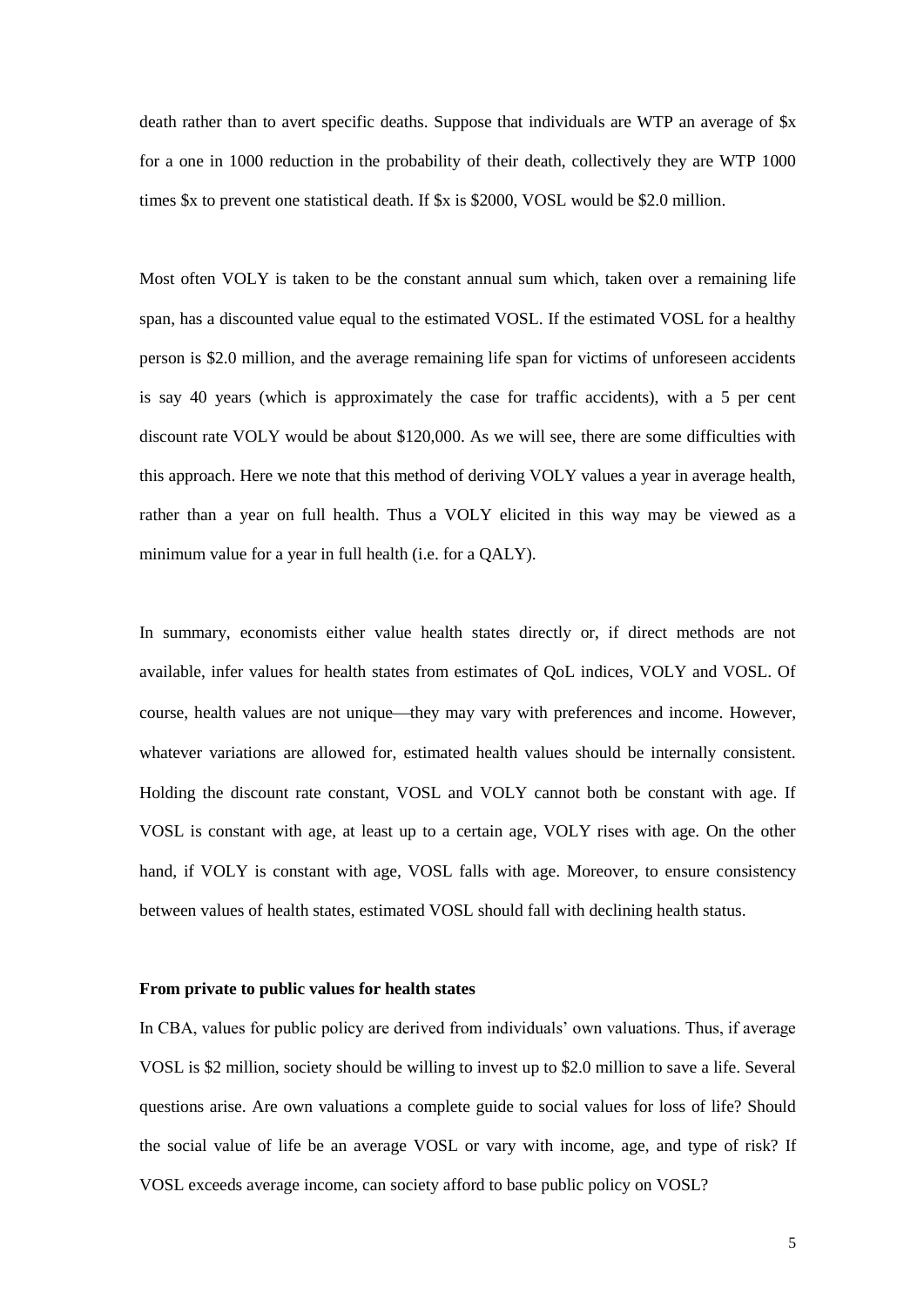death rather than to avert specific deaths. Suppose that individuals are WTP an average of $x for a one in 1000 reduction in the probability of their death, collectively they are WTP 1000 times $x to prevent one statistical death. If $x is $2000, VOSL would be $2.0 million.

Most often VOLY is taken to be the constant annual sum which, taken over a remaining life span, has a discounted value equal to the estimated VOSL. If the estimated VOSL for a healthy person is $2.0 million, and the average remaining life span for victims of unforeseen accidents is say 40 years (which is approximately the case for traffic accidents), with a 5 per cent discount rate VOLY would be about $120,000. As we will see, there are some difficulties with this approach. Here we note that this method of deriving VOLY values a year in average health, rather than a year on full health. Thus a VOLY elicited in this way may be viewed as a minimum value for a year in full health (i.e. for a QALY).

In summary, economists either value health states directly or, if direct methods are not available, infer values for health states from estimates of QoL indices, VOLY and VOSL. Of course, health values are not unique—they may vary with preferences and income. However, whatever variations are allowed for, estimated health values should be internally consistent. Holding the discount rate constant, VOSL and VOLY cannot both be constant with age. If VOSL is constant with age, at least up to a certain age, VOLY rises with age. On the other hand, if VOLY is constant with age, VOSL falls with age. Moreover, to ensure consistency between values of health states, estimated VOSL should fall with declining health status.

**From private to public values for health states**

In CBA, values for public policy are derived from individuals' own valuations. Thus, if average VOSL is $2 million, society should be willing to invest up to $2.0 million to save a life. Several questions arise. Are own valuations a complete guide to social values for loss of life? Should the social value of life be an average VOSL or vary with income, age, and type of risk? If VOSL exceeds average income, can society afford to base public policy on VOSL?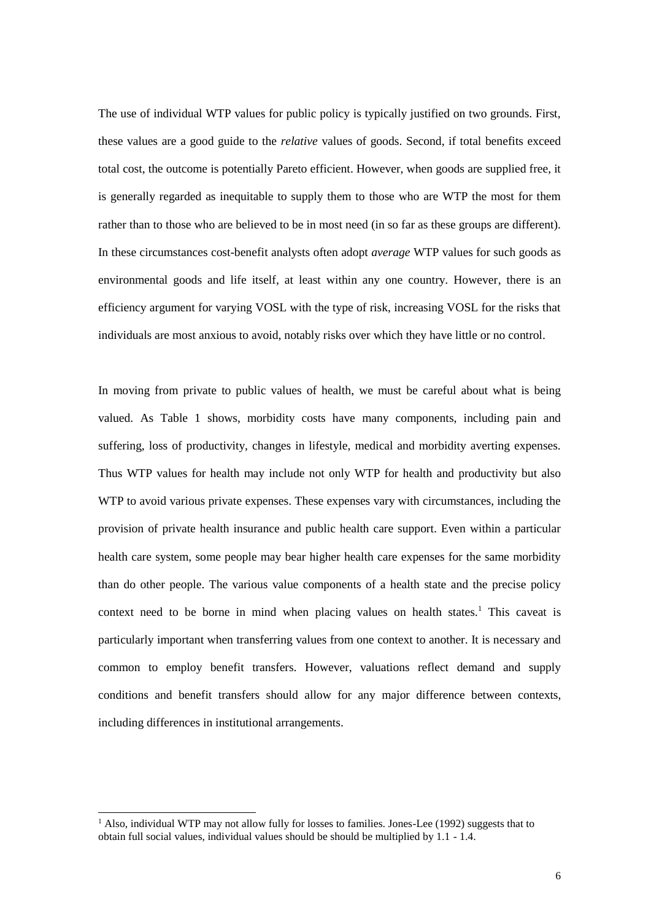The use of individual WTP values for public policy is typically justified on two grounds. First, these values are a good guide to the *relative* values of goods. Second, if total benefits exceed total cost, the outcome is potentially Pareto efficient. However, when goods are supplied free, it is generally regarded as inequitable to supply them to those who are WTP the most for them rather than to those who are believed to be in most need (in so far as these groups are different). In these circumstances cost-benefit analysts often adopt *average* WTP values for such goods as environmental goods and life itself, at least within any one country. However, there is an efficiency argument for varying VOSL with the type of risk, increasing VOSL for the risks that individuals are most anxious to avoid, notably risks over which they have little or no control.

In moving from private to public values of health, we must be careful about what is being valued. As Table 1 shows, morbidity costs have many components, including pain and suffering, loss of productivity, changes in lifestyle, medical and morbidity averting expenses. Thus WTP values for health may include not only WTP for health and productivity but also WTP to avoid various private expenses. These expenses vary with circumstances, including the provision of private health insurance and public health care support. Even within a particular health care system, some people may bear higher health care expenses for the same morbidity than do other people. The various value components of a health state and the precise policy context need to be borne in mind when placing values on health states.[1] This caveat is particularly important when transferring values from one context to another. It is necessary and common to employ benefit transfers. However, valuations reflect demand and supply conditions and benefit transfers should allow for any major difference between contexts, including differences in institutional arrangements.

[1] Also, individual WTP may not allow fully for losses to families. Jones-Lee (1992) suggests that to obtain full social values, individual values should be should be multiplied by 1.1 - 1.4.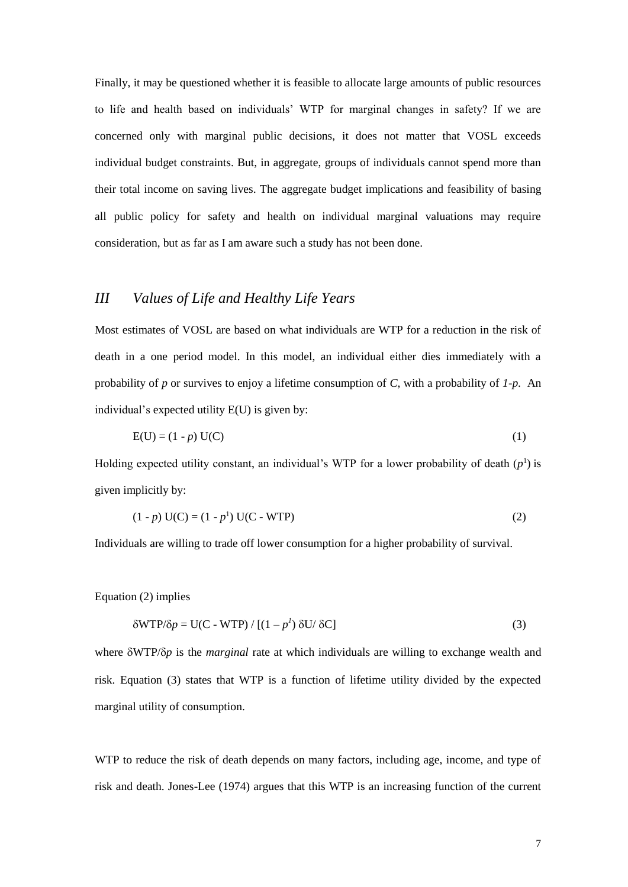Finally, it may be questioned whether it is feasible to allocate large amounts of public resources to life and health based on individuals' WTP for marginal changes in safety? If we are concerned only with marginal public decisions, it does not matter that VOSL exceeds individual budget constraints. But, in aggregate, groups of individuals cannot spend more than their total income on saving lives. The aggregate budget implications and feasibility of basing all public policy for safety and health on individual marginal valuations may require consideration, but as far as I am aware such a study has not been done.

## *III Values of Life and Healthy Life Years*

Most estimates of VOSL are based on what individuals are WTP for a reduction in the risk of death in a one period model. In this model, an individual either dies immediately with a probability of $p$ or survives to enjoy a lifetime consumption of $C$, with a probability of $1-p$. An individual's expected utility E(U) is given by:

$$E(U) = (1 - p)\, U(C) \tag{1}$$

Holding expected utility constant, an individual's WTP for a lower probability of death ($p^1$) is given implicitly by:

$$(1 - p)\, U(C) = (1 - p^1)\, U(C - WTP) \tag{2}$$

Individuals are willing to trade off lower consumption for a higher probability of survival.

Equation (2) implies

$$\delta WTP/\delta p = U(C - WTP) / [(1 - p^1)\, \delta U/ \delta C] \tag{3}$$

where $\delta WTP/\delta p$ is the *marginal* rate at which individuals are willing to exchange wealth and risk. Equation (3) states that WTP is a function of lifetime utility divided by the expected marginal utility of consumption.

WTP to reduce the risk of death depends on many factors, including age, income, and type of risk and death. Jones-Lee (1974) argues that this WTP is an increasing function of the current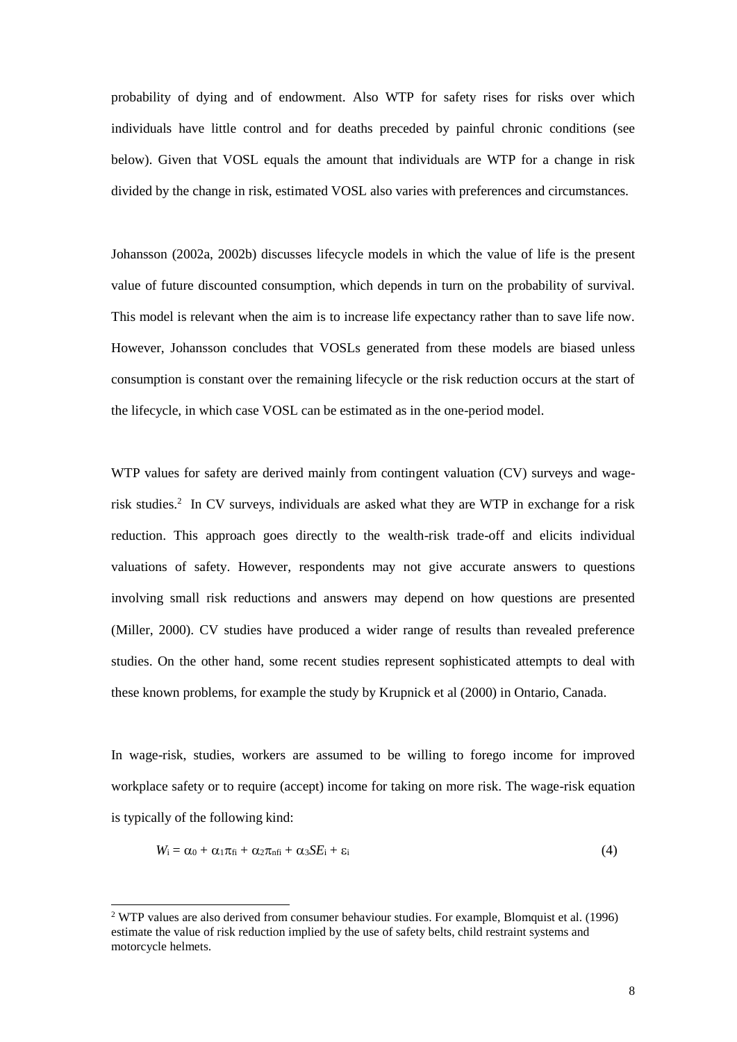probability of dying and of endowment. Also WTP for safety rises for risks over which individuals have little control and for deaths preceded by painful chronic conditions (see below). Given that VOSL equals the amount that individuals are WTP for a change in risk divided by the change in risk, estimated VOSL also varies with preferences and circumstances.

Johansson (2002a, 2002b) discusses lifecycle models in which the value of life is the present value of future discounted consumption, which depends in turn on the probability of survival. This model is relevant when the aim is to increase life expectancy rather than to save life now. However, Johansson concludes that VOSLs generated from these models are biased unless consumption is constant over the remaining lifecycle or the risk reduction occurs at the start of the lifecycle, in which case VOSL can be estimated as in the one-period model.

WTP values for safety are derived mainly from contingent valuation (CV) surveys and wage-risk studies.[2] In CV surveys, individuals are asked what they are WTP in exchange for a risk reduction. This approach goes directly to the wealth-risk trade-off and elicits individual valuations of safety. However, respondents may not give accurate answers to questions involving small risk reductions and answers may depend on how questions are presented (Miller, 2000). CV studies have produced a wider range of results than revealed preference studies. On the other hand, some recent studies represent sophisticated attempts to deal with these known problems, for example the study by Krupnick et al (2000) in Ontario, Canada.

In wage-risk, studies, workers are assumed to be willing to forego income for improved workplace safety or to require (accept) income for taking on more risk. The wage-risk equation is typically of the following kind:

$$W_i = \alpha_0 + \alpha_1\pi_{fi} + \alpha_2\pi_{nfi} + \alpha_3 SE_i + \varepsilon_i \tag{4}$$

[2] WTP values are also derived from consumer behaviour studies. For example, Blomquist et al. (1996) estimate the value of risk reduction implied by the use of safety belts, child restraint systems and motorcycle helmets.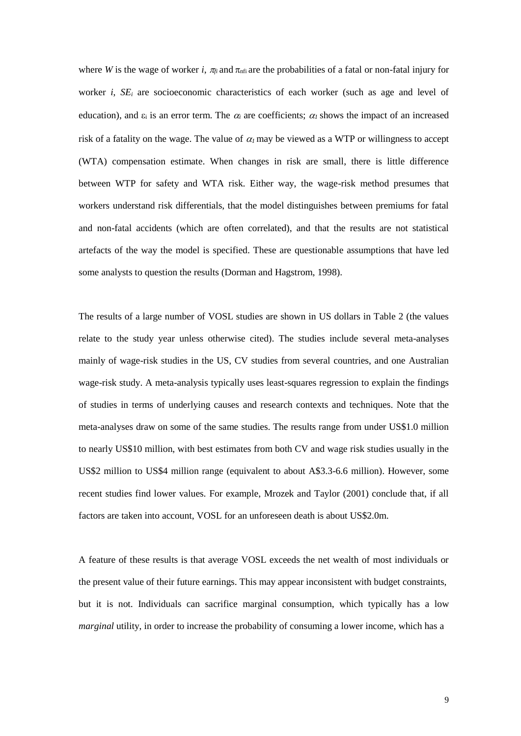where $W$ is the wage of worker $i$, $\pi_{fi}$ and $\pi_{nfi}$ are the probabilities of a fatal or non-fatal injury for worker $i$, $SE_i$ are socioeconomic characteristics of each worker (such as age and level of education), and $\varepsilon_i$ is an error term. The $\alpha_i$ are coefficients; $\alpha_1$ shows the impact of an increased risk of a fatality on the wage. The value of $\alpha_1$ may be viewed as a WTP or willingness to accept (WTA) compensation estimate. When changes in risk are small, there is little difference between WTP for safety and WTA risk. Either way, the wage-risk method presumes that workers understand risk differentials, that the model distinguishes between premiums for fatal and non-fatal accidents (which are often correlated), and that the results are not statistical artefacts of the way the model is specified. These are questionable assumptions that have led some analysts to question the results (Dorman and Hagstrom, 1998).

The results of a large number of VOSL studies are shown in US dollars in Table 2 (the values relate to the study year unless otherwise cited). The studies include several meta-analyses mainly of wage-risk studies in the US, CV studies from several countries, and one Australian wage-risk study. A meta-analysis typically uses least-squares regression to explain the findings of studies in terms of underlying causes and research contexts and techniques. Note that the meta-analyses draw on some of the same studies. The results range from under US\$1.0 million to nearly US\$10 million, with best estimates from both CV and wage risk studies usually in the US\$2 million to US\$4 million range (equivalent to about A\$3.3-6.6 million). However, some recent studies find lower values. For example, Mrozek and Taylor (2001) conclude that, if all factors are taken into account, VOSL for an unforeseen death is about US\$2.0m.

A feature of these results is that average VOSL exceeds the net wealth of most individuals or the present value of their future earnings. This may appear inconsistent with budget constraints, but it is not. Individuals can sacrifice marginal consumption, which typically has a low *marginal* utility, in order to increase the probability of consuming a lower income, which has a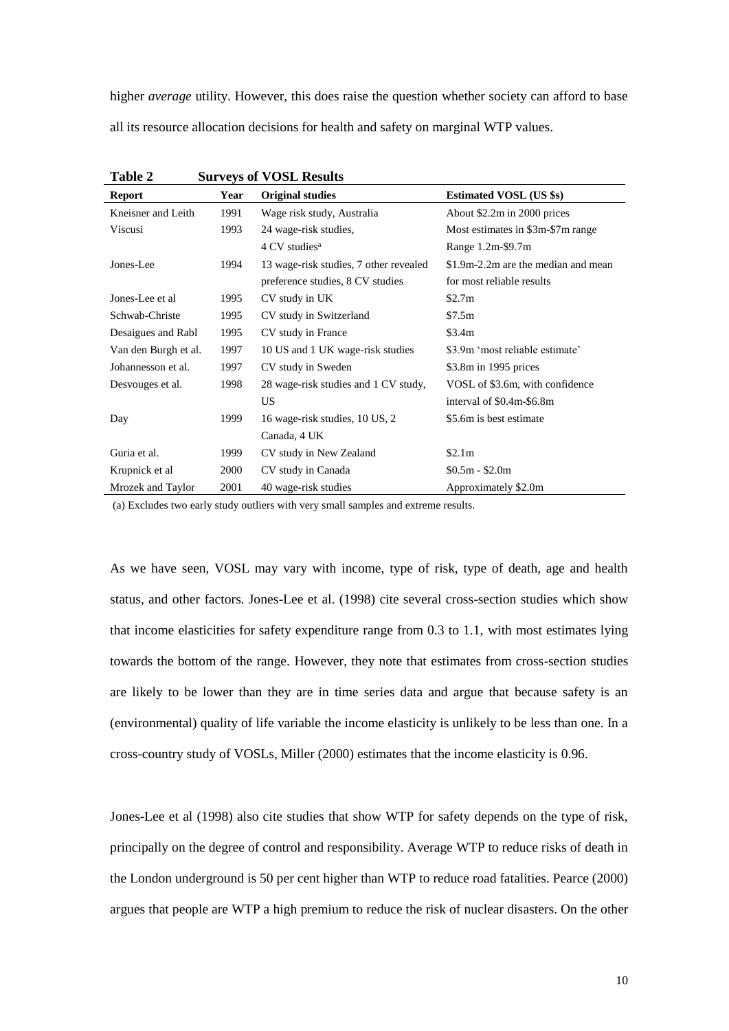higher *average* utility. However, this does raise the question whether society can afford to base all its resource allocation decisions for health and safety on marginal WTP values.

**Table 2 Surveys of VOSL Results**

| Report | Year | Original studies | Estimated VOSL (US $s) |
|---|---|---|---|
| Kneisner and Leith | 1991 | Wage risk study, Australia | About $2.2m in 2000 prices |
| Viscusi | 1993 | 24 wage-risk studies, 4 CV studies[a] | Most estimates in $3m-$7m range Range 1.2m-$9.7m |
| Jones-Lee | 1994 | 13 wage-risk studies, 7 other revealed preference studies, 8 CV studies | $1.9m-2.2m are the median and mean for most reliable results |
| Jones-Lee et al | 1995 | CV study in UK | $2.7m |
| Schwab-Christe | 1995 | CV study in Switzerland | $7.5m |
| Desaigues and Rabl | 1995 | CV study in France | $3.4m |
| Van den Burgh et al. | 1997 | 10 US and 1 UK wage-risk studies | $3.9m 'most reliable estimate' |
| Johannesson et al. | 1997 | CV study in Sweden | $3.8m in 1995 prices |
| Desvouges et al. | 1998 | 28 wage-risk studies and 1 CV study, US | VOSL of $3.6m, with confidence interval of $0.4m-$6.8m |
| Day | 1999 | 16 wage-risk studies, 10 US, 2 Canada, 4 UK | $5.6m is best estimate |
| Guria et al. | 1999 | CV study in New Zealand | $2.1m |
| Krupnick et al | 2000 | CV study in Canada | $0.5m - $2.0m |
| Mrozek and Taylor | 2001 | 40 wage-risk studies | Approximately $2.0m |

(a) Excludes two early study outliers with very small samples and extreme results.

As we have seen, VOSL may vary with income, type of risk, type of death, age and health status, and other factors. Jones-Lee et al. (1998) cite several cross-section studies which show that income elasticities for safety expenditure range from 0.3 to 1.1, with most estimates lying towards the bottom of the range. However, they note that estimates from cross-section studies are likely to be lower than they are in time series data and argue that because safety is an (environmental) quality of life variable the income elasticity is unlikely to be less than one. In a cross-country study of VOSLs, Miller (2000) estimates that the income elasticity is 0.96.

Jones-Lee et al (1998) also cite studies that show WTP for safety depends on the type of risk, principally on the degree of control and responsibility. Average WTP to reduce risks of death in the London underground is 50 per cent higher than WTP to reduce road fatalities. Pearce (2000) argues that people are WTP a high premium to reduce the risk of nuclear disasters. On the other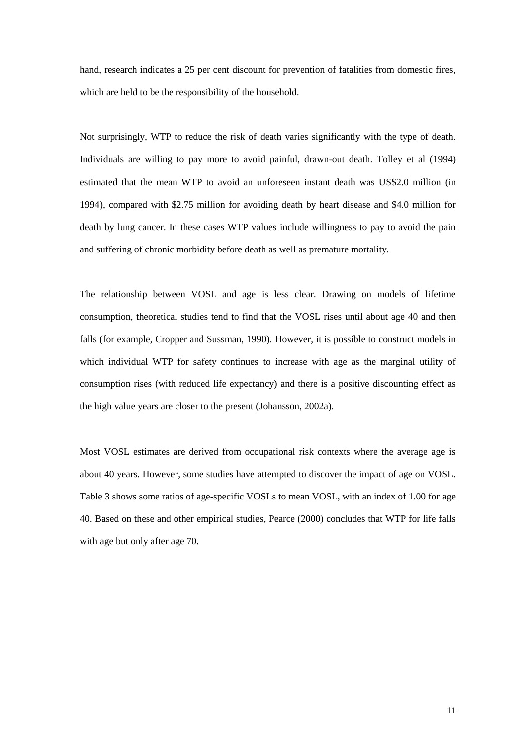hand, research indicates a 25 per cent discount for prevention of fatalities from domestic fires, which are held to be the responsibility of the household.

Not surprisingly, WTP to reduce the risk of death varies significantly with the type of death. Individuals are willing to pay more to avoid painful, drawn-out death. Tolley et al (1994) estimated that the mean WTP to avoid an unforeseen instant death was US$2.0 million (in 1994), compared with $2.75 million for avoiding death by heart disease and $4.0 million for death by lung cancer. In these cases WTP values include willingness to pay to avoid the pain and suffering of chronic morbidity before death as well as premature mortality.

The relationship between VOSL and age is less clear. Drawing on models of lifetime consumption, theoretical studies tend to find that the VOSL rises until about age 40 and then falls (for example, Cropper and Sussman, 1990). However, it is possible to construct models in which individual WTP for safety continues to increase with age as the marginal utility of consumption rises (with reduced life expectancy) and there is a positive discounting effect as the high value years are closer to the present (Johansson, 2002a).

Most VOSL estimates are derived from occupational risk contexts where the average age is about 40 years. However, some studies have attempted to discover the impact of age on VOSL. Table 3 shows some ratios of age-specific VOSLs to mean VOSL, with an index of 1.00 for age 40. Based on these and other empirical studies, Pearce (2000) concludes that WTP for life falls with age but only after age 70.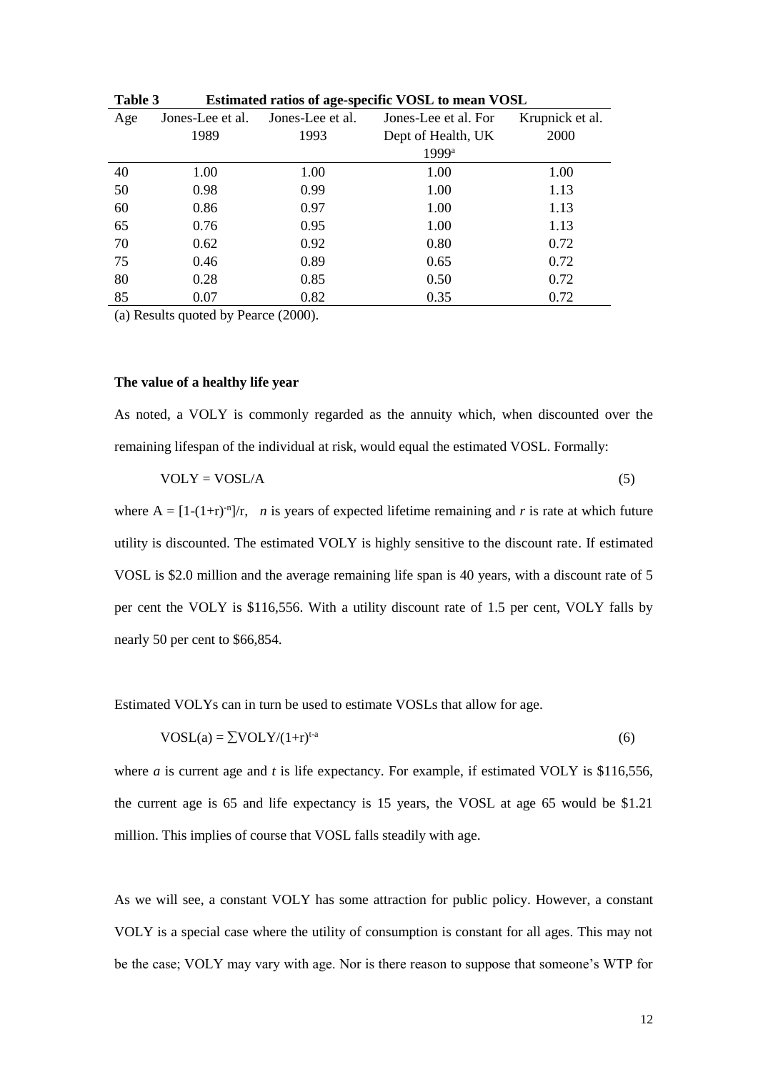**Table 3 Estimated ratios of age-specific VOSL to mean VOSL**

| Age | Jones-Lee et al. 1989 | Jones-Lee et al. 1993 | Jones-Lee et al. For Dept of Health, UK 1999[a] | Krupnick et al. 2000 |
|---|---|---|---|---|
| 40 | 1.00 | 1.00 | 1.00 | 1.00 |
| 50 | 0.98 | 0.99 | 1.00 | 1.13 |
| 60 | 0.86 | 0.97 | 1.00 | 1.13 |
| 65 | 0.76 | 0.95 | 1.00 | 1.13 |
| 70 | 0.62 | 0.92 | 0.80 | 0.72 |
| 75 | 0.46 | 0.89 | 0.65 | 0.72 |
| 80 | 0.28 | 0.85 | 0.50 | 0.72 |
| 85 | 0.07 | 0.82 | 0.35 | 0.72 |

(a) Results quoted by Pearce (2000).

**The value of a healthy life year**

As noted, a VOLY is commonly regarded as the annuity which, when discounted over the remaining lifespan of the individual at risk, would equal the estimated VOSL. Formally:

$$\text{VOLY} = \text{VOSL}/\text{A} \tag{5}$$

where $A = [1-(1+r)^{-n}]/r$, $n$ is years of expected lifetime remaining and $r$ is rate at which future utility is discounted. The estimated VOLY is highly sensitive to the discount rate. If estimated VOSL is \$2.0 million and the average remaining life span is 40 years, with a discount rate of 5 per cent the VOLY is \$116,556. With a utility discount rate of 1.5 per cent, VOLY falls by nearly 50 per cent to \$66,854.

Estimated VOLYs can in turn be used to estimate VOSLs that allow for age.

$$\text{VOSL(a)} = \sum \text{VOLY}/(1+r)^{t-a} \tag{6}$$

where $a$ is current age and $t$ is life expectancy. For example, if estimated VOLY is \$116,556, the current age is 65 and life expectancy is 15 years, the VOSL at age 65 would be \$1.21 million. This implies of course that VOSL falls steadily with age.

As we will see, a constant VOLY has some attraction for public policy. However, a constant VOLY is a special case where the utility of consumption is constant for all ages. This may not be the case; VOLY may vary with age. Nor is there reason to suppose that someone's WTP for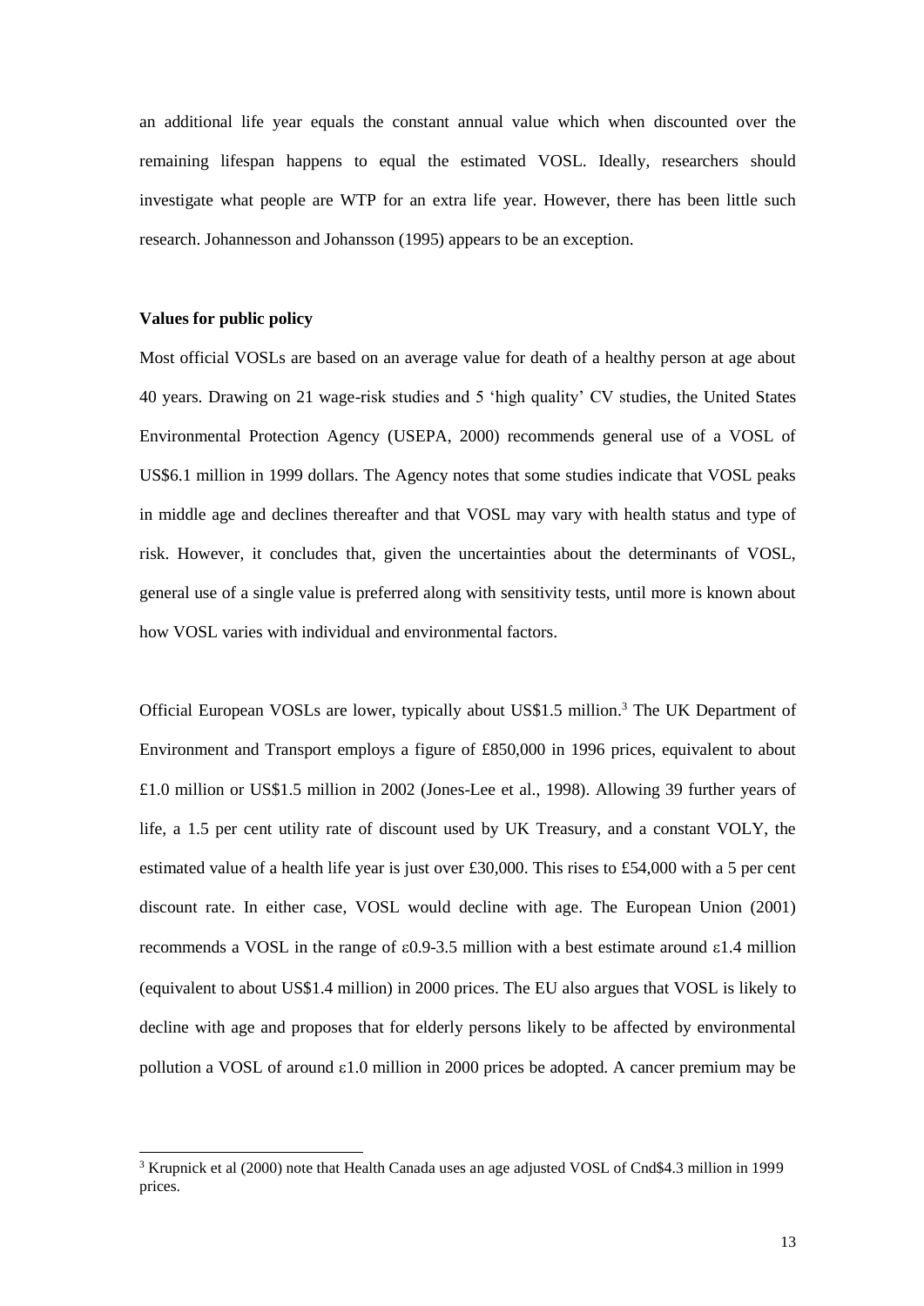an additional life year equals the constant annual value which when discounted over the remaining lifespan happens to equal the estimated VOSL. Ideally, researchers should investigate what people are WTP for an extra life year. However, there has been little such research. Johannesson and Johansson (1995) appears to be an exception.

**Values for public policy**

Most official VOSLs are based on an average value for death of a healthy person at age about 40 years. Drawing on 21 wage-risk studies and 5 'high quality' CV studies, the United States Environmental Protection Agency (USEPA, 2000) recommends general use of a VOSL of US$6.1 million in 1999 dollars. The Agency notes that some studies indicate that VOSL peaks in middle age and declines thereafter and that VOSL may vary with health status and type of risk. However, it concludes that, given the uncertainties about the determinants of VOSL, general use of a single value is preferred along with sensitivity tests, until more is known about how VOSL varies with individual and environmental factors.

Official European VOSLs are lower, typically about US$1.5 million.[3] The UK Department of Environment and Transport employs a figure of £850,000 in 1996 prices, equivalent to about £1.0 million or US$1.5 million in 2002 (Jones-Lee et al., 1998). Allowing 39 further years of life, a 1.5 per cent utility rate of discount used by UK Treasury, and a constant VOLY, the estimated value of a health life year is just over £30,000. This rises to £54,000 with a 5 per cent discount rate. In either case, VOSL would decline with age. The European Union (2001) recommends a VOSL in the range of ε0.9-3.5 million with a best estimate around ε1.4 million (equivalent to about US$1.4 million) in 2000 prices. The EU also argues that VOSL is likely to decline with age and proposes that for elderly persons likely to be affected by environmental pollution a VOSL of around ε1.0 million in 2000 prices be adopted. A cancer premium may be

[3] Krupnick et al (2000) note that Health Canada uses an age adjusted VOSL of Cnd$4.3 million in 1999 prices.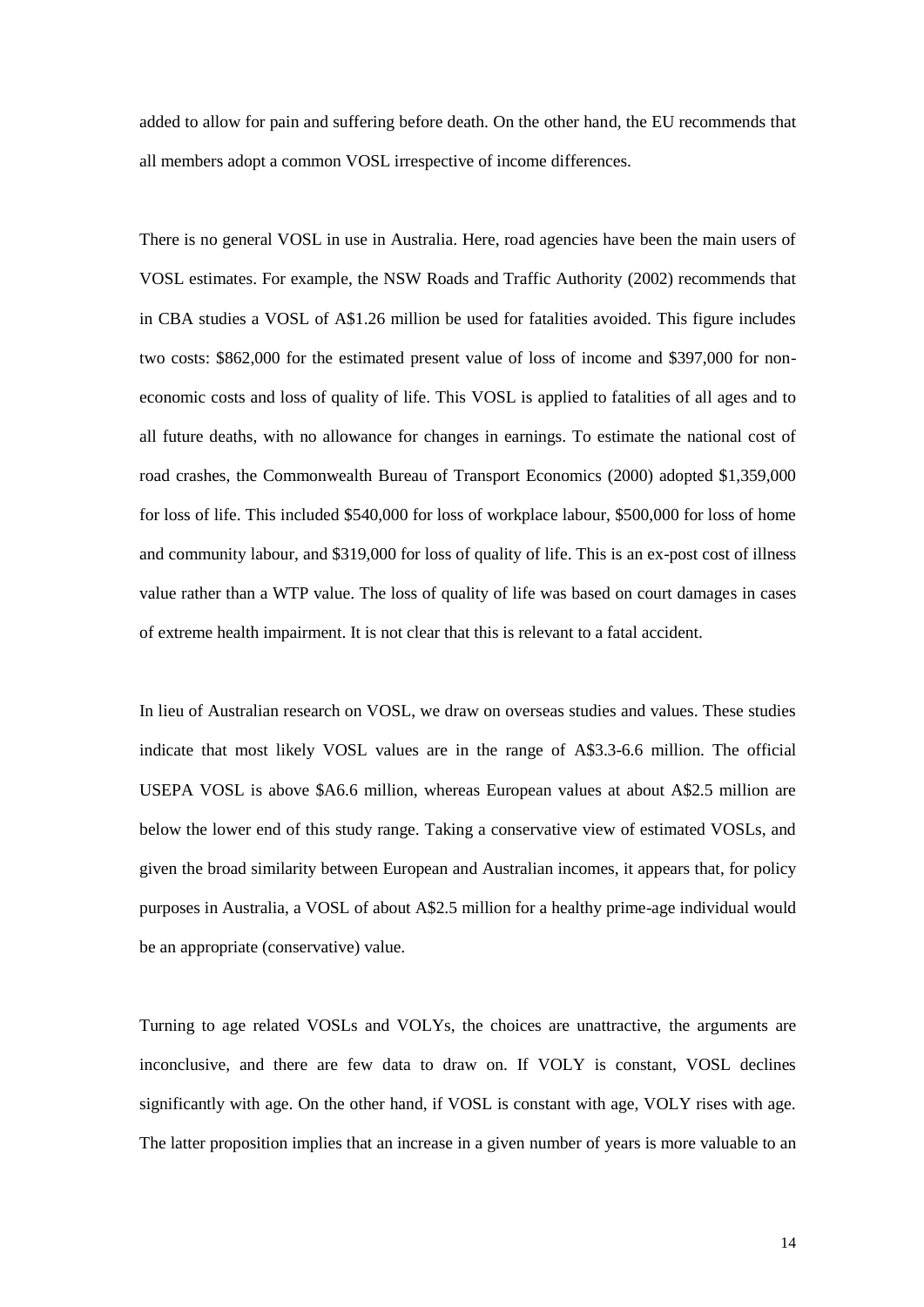added to allow for pain and suffering before death. On the other hand, the EU recommends that all members adopt a common VOSL irrespective of income differences.

There is no general VOSL in use in Australia. Here, road agencies have been the main users of VOSL estimates. For example, the NSW Roads and Traffic Authority (2002) recommends that in CBA studies a VOSL of A$1.26 million be used for fatalities avoided. This figure includes two costs: $862,000 for the estimated present value of loss of income and $397,000 for non-economic costs and loss of quality of life. This VOSL is applied to fatalities of all ages and to all future deaths, with no allowance for changes in earnings. To estimate the national cost of road crashes, the Commonwealth Bureau of Transport Economics (2000) adopted $1,359,000 for loss of life. This included $540,000 for loss of workplace labour, $500,000 for loss of home and community labour, and $319,000 for loss of quality of life. This is an ex-post cost of illness value rather than a WTP value. The loss of quality of life was based on court damages in cases of extreme health impairment. It is not clear that this is relevant to a fatal accident.

In lieu of Australian research on VOSL, we draw on overseas studies and values. These studies indicate that most likely VOSL values are in the range of A$3.3-6.6 million. The official USEPA VOSL is above $A6.6 million, whereas European values at about A$2.5 million are below the lower end of this study range. Taking a conservative view of estimated VOSLs, and given the broad similarity between European and Australian incomes, it appears that, for policy purposes in Australia, a VOSL of about A$2.5 million for a healthy prime-age individual would be an appropriate (conservative) value.

Turning to age related VOSLs and VOLYs, the choices are unattractive, the arguments are inconclusive, and there are few data to draw on. If VOLY is constant, VOSL declines significantly with age. On the other hand, if VOSL is constant with age, VOLY rises with age. The latter proposition implies that an increase in a given number of years is more valuable to an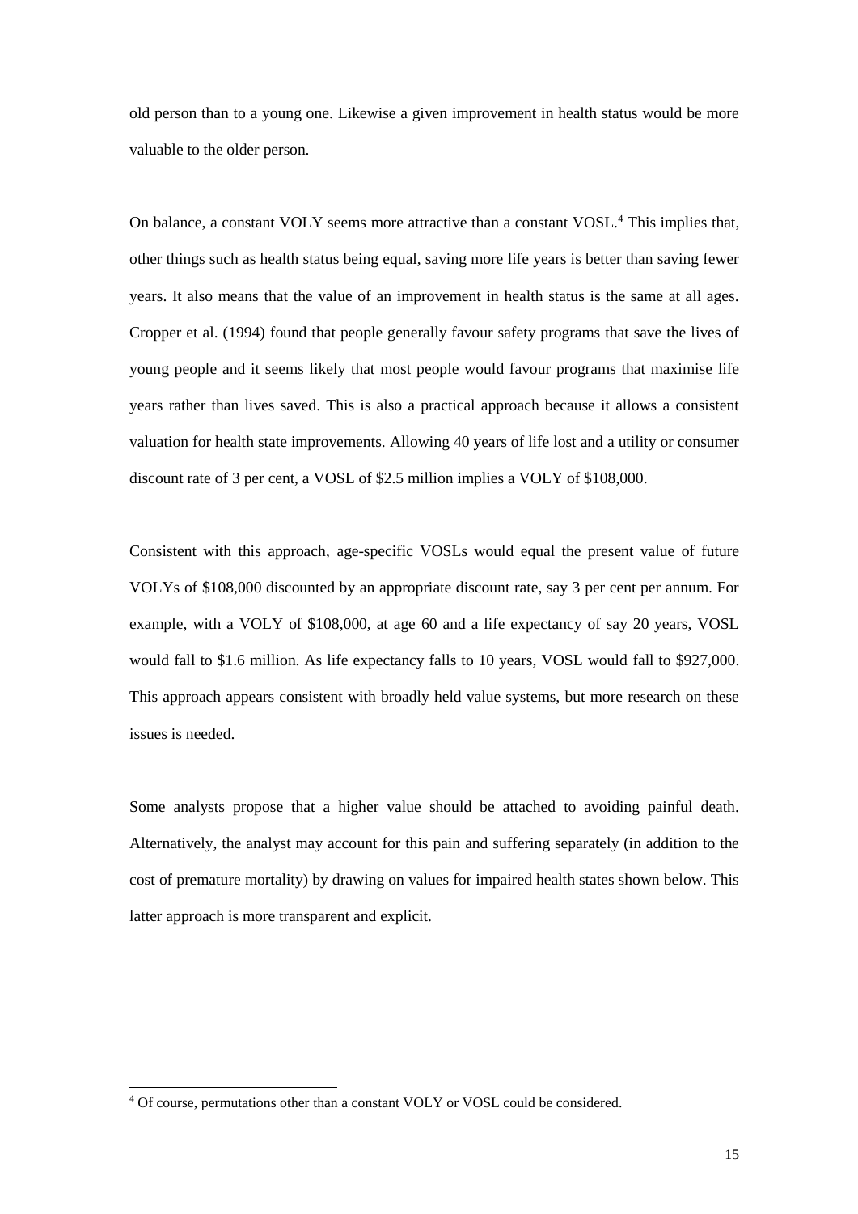old person than to a young one. Likewise a given improvement in health status would be more valuable to the older person.

On balance, a constant VOLY seems more attractive than a constant VOSL.[4] This implies that, other things such as health status being equal, saving more life years is better than saving fewer years. It also means that the value of an improvement in health status is the same at all ages. Cropper et al. (1994) found that people generally favour safety programs that save the lives of young people and it seems likely that most people would favour programs that maximise life years rather than lives saved. This is also a practical approach because it allows a consistent valuation for health state improvements. Allowing 40 years of life lost and a utility or consumer discount rate of 3 per cent, a VOSL of $2.5 million implies a VOLY of $108,000.

Consistent with this approach, age-specific VOSLs would equal the present value of future VOLYs of $108,000 discounted by an appropriate discount rate, say 3 per cent per annum. For example, with a VOLY of $108,000, at age 60 and a life expectancy of say 20 years, VOSL would fall to $1.6 million. As life expectancy falls to 10 years, VOSL would fall to $927,000. This approach appears consistent with broadly held value systems, but more research on these issues is needed.

Some analysts propose that a higher value should be attached to avoiding painful death. Alternatively, the analyst may account for this pain and suffering separately (in addition to the cost of premature mortality) by drawing on values for impaired health states shown below. This latter approach is more transparent and explicit.

---

[4] Of course, permutations other than a constant VOLY or VOSL could be considered.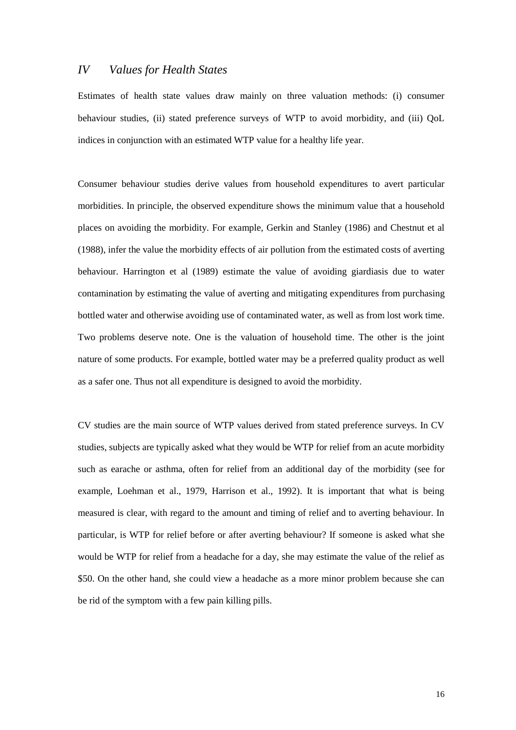## *IV Values for Health States*

Estimates of health state values draw mainly on three valuation methods: (i) consumer behaviour studies, (ii) stated preference surveys of WTP to avoid morbidity, and (iii) QoL indices in conjunction with an estimated WTP value for a healthy life year.

Consumer behaviour studies derive values from household expenditures to avert particular morbidities. In principle, the observed expenditure shows the minimum value that a household places on avoiding the morbidity. For example, Gerkin and Stanley (1986) and Chestnut et al (1988), infer the value the morbidity effects of air pollution from the estimated costs of averting behaviour. Harrington et al (1989) estimate the value of avoiding giardiasis due to water contamination by estimating the value of averting and mitigating expenditures from purchasing bottled water and otherwise avoiding use of contaminated water, as well as from lost work time. Two problems deserve note. One is the valuation of household time. The other is the joint nature of some products. For example, bottled water may be a preferred quality product as well as a safer one. Thus not all expenditure is designed to avoid the morbidity.

CV studies are the main source of WTP values derived from stated preference surveys. In CV studies, subjects are typically asked what they would be WTP for relief from an acute morbidity such as earache or asthma, often for relief from an additional day of the morbidity (see for example, Loehman et al., 1979, Harrison et al., 1992). It is important that what is being measured is clear, with regard to the amount and timing of relief and to averting behaviour. In particular, is WTP for relief before or after averting behaviour? If someone is asked what she would be WTP for relief from a headache for a day, she may estimate the value of the relief as \$50. On the other hand, she could view a headache as a more minor problem because she can be rid of the symptom with a few pain killing pills.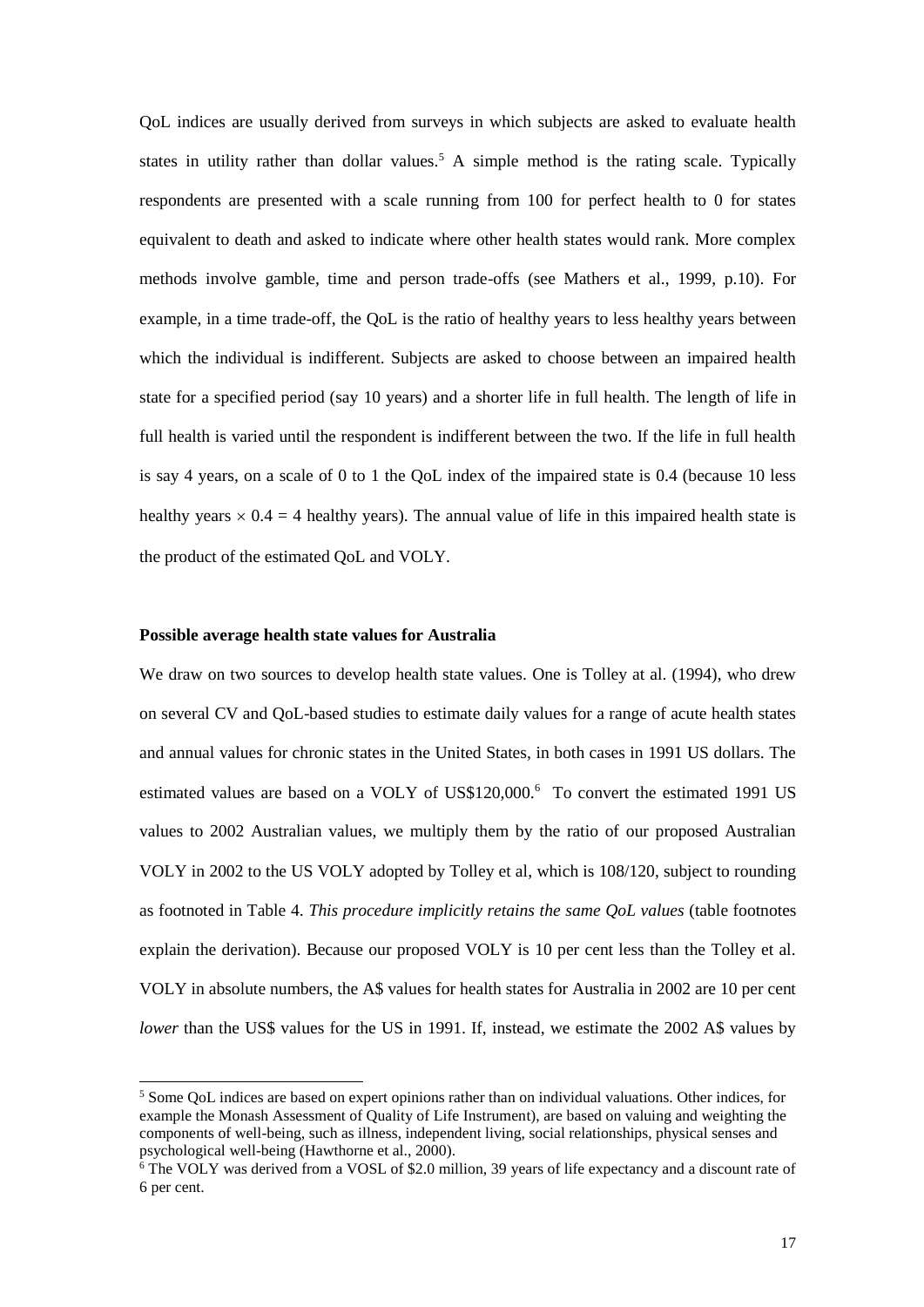QoL indices are usually derived from surveys in which subjects are asked to evaluate health states in utility rather than dollar values.[5] A simple method is the rating scale. Typically respondents are presented with a scale running from 100 for perfect health to 0 for states equivalent to death and asked to indicate where other health states would rank. More complex methods involve gamble, time and person trade-offs (see Mathers et al., 1999, p.10). For example, in a time trade-off, the QoL is the ratio of healthy years to less healthy years between which the individual is indifferent. Subjects are asked to choose between an impaired health state for a specified period (say 10 years) and a shorter life in full health. The length of life in full health is varied until the respondent is indifferent between the two. If the life in full health is say 4 years, on a scale of 0 to 1 the QoL index of the impaired state is 0.4 (because 10 less healthy years $\times$ 0.4 = 4 healthy years). The annual value of life in this impaired health state is the product of the estimated QoL and VOLY.

**Possible average health state values for Australia**

We draw on two sources to develop health state values. One is Tolley at al. (1994), who drew on several CV and QoL-based studies to estimate daily values for a range of acute health states and annual values for chronic states in the United States, in both cases in 1991 US dollars. The estimated values are based on a VOLY of US$120,000.[6] To convert the estimated 1991 US values to 2002 Australian values, we multiply them by the ratio of our proposed Australian VOLY in 2002 to the US VOLY adopted by Tolley et al, which is 108/120, subject to rounding as footnoted in Table 4. *This procedure implicitly retains the same QoL values* (table footnotes explain the derivation). Because our proposed VOLY is 10 per cent less than the Tolley et al. VOLY in absolute numbers, the A$ values for health states for Australia in 2002 are 10 per cent *lower* than the US$ values for the US in 1991. If, instead, we estimate the 2002 A$ values by

[5] Some QoL indices are based on expert opinions rather than on individual valuations. Other indices, for example the Monash Assessment of Quality of Life Instrument), are based on valuing and weighting the components of well-being, such as illness, independent living, social relationships, physical senses and psychological well-being (Hawthorne et al., 2000).

[6] The VOLY was derived from a VOSL of $2.0 million, 39 years of life expectancy and a discount rate of 6 per cent.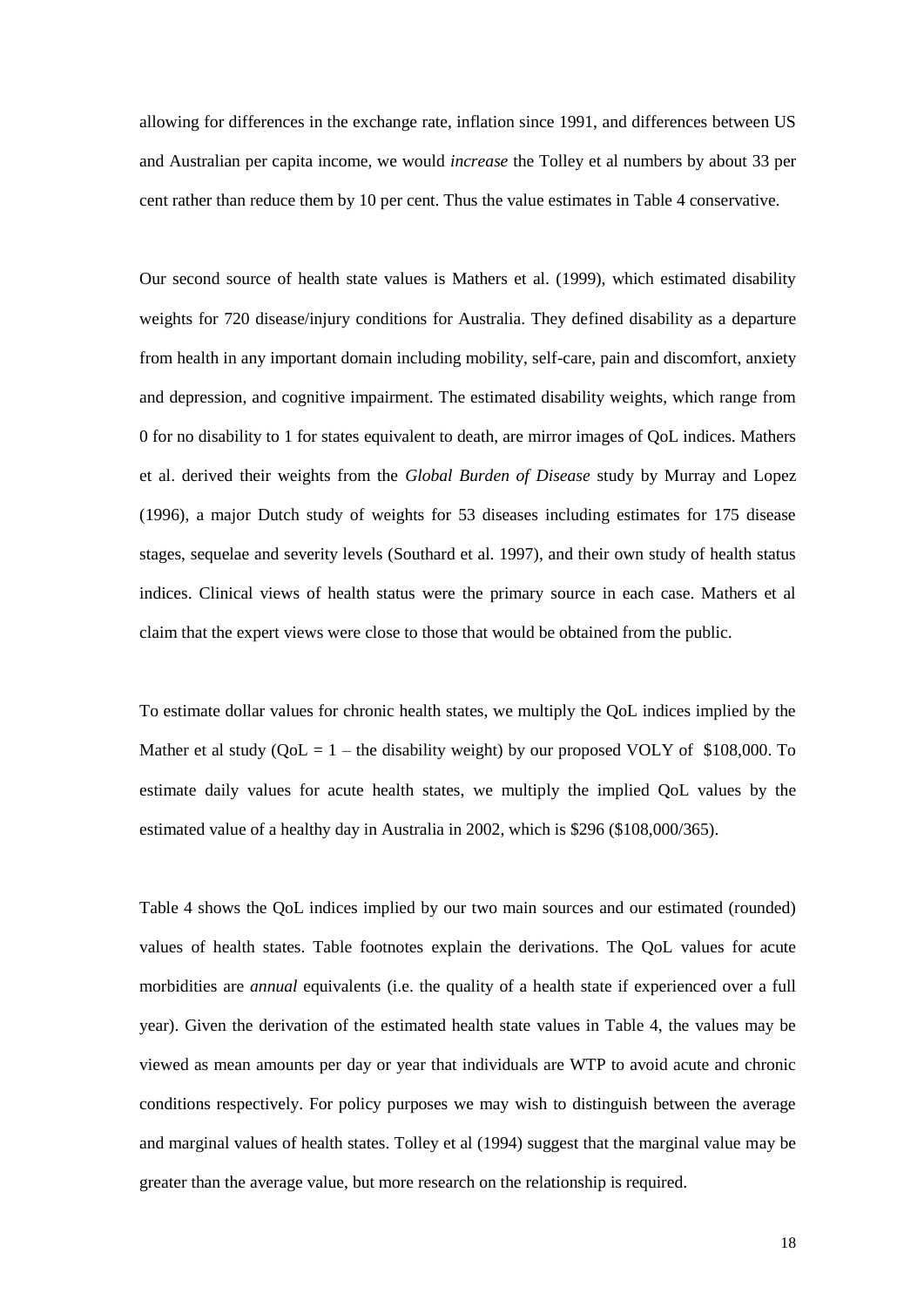allowing for differences in the exchange rate, inflation since 1991, and differences between US and Australian per capita income, we would *increase* the Tolley et al numbers by about 33 per cent rather than reduce them by 10 per cent. Thus the value estimates in Table 4 conservative.

Our second source of health state values is Mathers et al. (1999), which estimated disability weights for 720 disease/injury conditions for Australia. They defined disability as a departure from health in any important domain including mobility, self-care, pain and discomfort, anxiety and depression, and cognitive impairment. The estimated disability weights, which range from 0 for no disability to 1 for states equivalent to death, are mirror images of QoL indices. Mathers et al. derived their weights from the *Global Burden of Disease* study by Murray and Lopez (1996), a major Dutch study of weights for 53 diseases including estimates for 175 disease stages, sequelae and severity levels (Southard et al. 1997), and their own study of health status indices. Clinical views of health status were the primary source in each case. Mathers et al claim that the expert views were close to those that would be obtained from the public.

To estimate dollar values for chronic health states, we multiply the QoL indices implied by the Mather et al study (QoL = 1 – the disability weight) by our proposed VOLY of $108,000. To estimate daily values for acute health states, we multiply the implied QoL values by the estimated value of a healthy day in Australia in 2002, which is $296 ($108,000/365).

Table 4 shows the QoL indices implied by our two main sources and our estimated (rounded) values of health states. Table footnotes explain the derivations. The QoL values for acute morbidities are *annual* equivalents (i.e. the quality of a health state if experienced over a full year). Given the derivation of the estimated health state values in Table 4, the values may be viewed as mean amounts per day or year that individuals are WTP to avoid acute and chronic conditions respectively. For policy purposes we may wish to distinguish between the average and marginal values of health states. Tolley et al (1994) suggest that the marginal value may be greater than the average value, but more research on the relationship is required.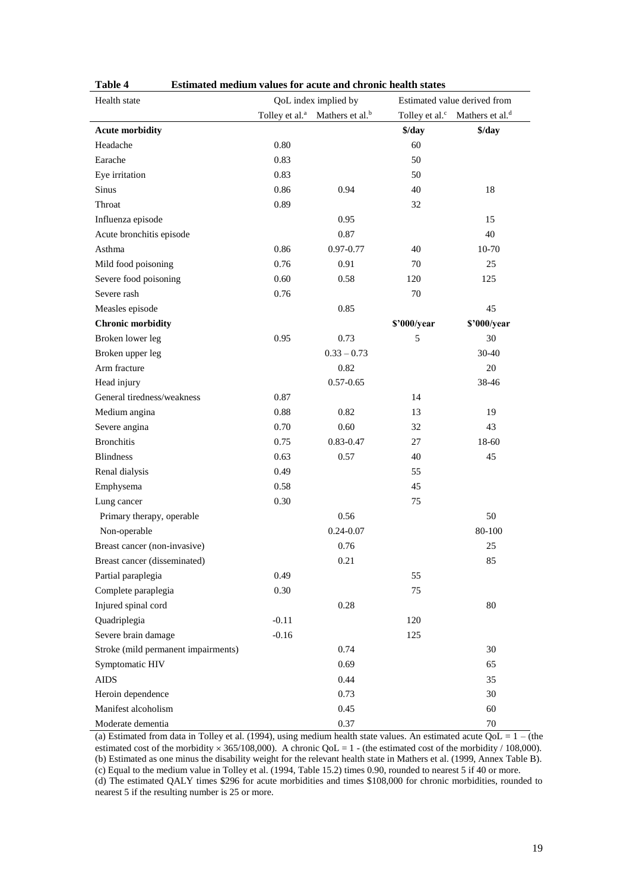**Table 4 Estimated medium values for acute and chronic health states**

| Health state | QoL index implied by | | Estimated value derived from | |
|---|---|---|---|---|
| | Tolley et al.[a] | Mathers et al.[b] | Tolley et al.[c] | Mathers et al.[d] |
| **Acute morbidity** | | | **$/day** | **$/day** |
| Headache | 0.80 | | 60 | |
| Earache | 0.83 | | 50 | |
| Eye irritation | 0.83 | | 50 | |
| Sinus | 0.86 | 0.94 | 40 | 18 |
| Throat | 0.89 | | 32 | |
| Influenza episode | | 0.95 | | 15 |
| Acute bronchitis episode | | 0.87 | | 40 |
| Asthma | 0.86 | 0.97-0.77 | 40 | 10-70 |
| Mild food poisoning | 0.76 | 0.91 | 70 | 25 |
| Severe food poisoning | 0.60 | 0.58 | 120 | 125 |
| Severe rash | 0.76 | | 70 | |
| Measles episode | | 0.85 | | 45 |
| **Chronic morbidity** | | | **$'000/year** | **$'000/year** |
| Broken lower leg | 0.95 | 0.73 | 5 | 30 |
| Broken upper leg | | 0.33 – 0.73 | | 30-40 |
| Arm fracture | | 0.82 | | 20 |
| Head injury | | 0.57-0.65 | | 38-46 |
| General tiredness/weakness | 0.87 | | 14 | |
| Medium angina | 0.88 | 0.82 | 13 | 19 |
| Severe angina | 0.70 | 0.60 | 32 | 43 |
| Bronchitis | 0.75 | 0.83-0.47 | 27 | 18-60 |
| Blindness | 0.63 | 0.57 | 40 | 45 |
| Renal dialysis | 0.49 | | 55 | |
| Emphysema | 0.58 | | 45 | |
| Lung cancer | 0.30 | | 75 | |
| Primary therapy, operable | | 0.56 | | 50 |
| Non-operable | | 0.24-0.07 | | 80-100 |
| Breast cancer (non-invasive) | | 0.76 | | 25 |
| Breast cancer (disseminated) | | 0.21 | | 85 |
| Partial paraplegia | 0.49 | | 55 | |
| Complete paraplegia | 0.30 | | 75 | |
| Injured spinal cord | | 0.28 | | 80 |
| Quadriplegia | -0.11 | | 120 | |
| Severe brain damage | -0.16 | | 125 | |
| Stroke (mild permanent impairments) | | 0.74 | | 30 |
| Symptomatic HIV | | 0.69 | | 65 |
| AIDS | | 0.44 | | 35 |
| Heroin dependence | | 0.73 | | 30 |
| Manifest alcoholism | | 0.45 | | 60 |
| Moderate dementia | | 0.37 | | 70 |

(a) Estimated from data in Tolley et al. (1994), using medium health state values. An estimated acute QoL = 1 – (the estimated cost of the morbidity × 365/108,000). A chronic QoL = 1 - (the estimated cost of the morbidity / 108,000).
(b) Estimated as one minus the disability weight for the relevant health state in Mathers et al. (1999, Annex Table B).
(c) Equal to the medium value in Tolley et al. (1994, Table 15.2) times 0.90, rounded to nearest 5 if 40 or more.
(d) The estimated QALY times $296 for acute morbidities and times $108,000 for chronic morbidities, rounded to nearest 5 if the resulting number is 25 or more.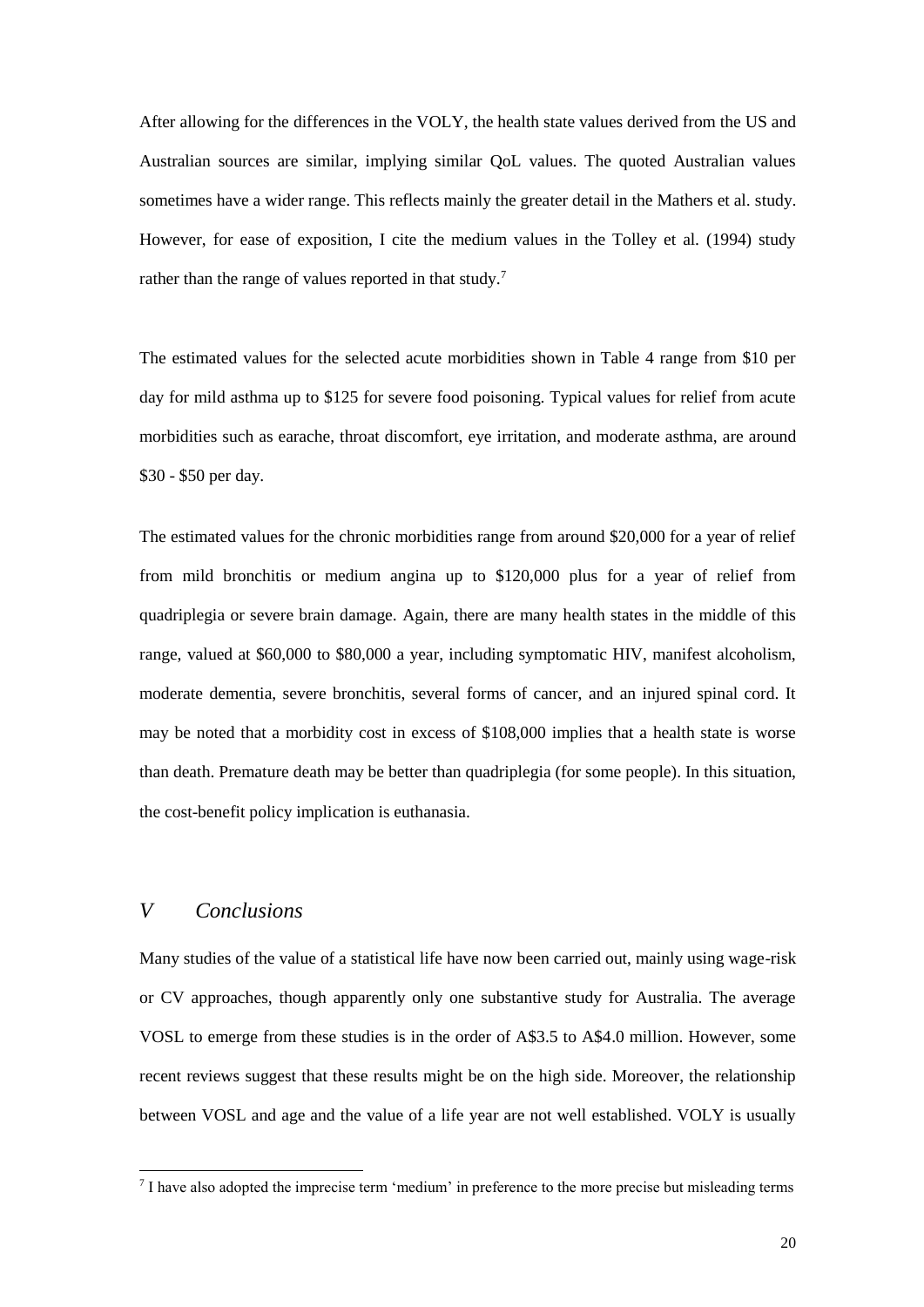After allowing for the differences in the VOLY, the health state values derived from the US and Australian sources are similar, implying similar QoL values. The quoted Australian values sometimes have a wider range. This reflects mainly the greater detail in the Mathers et al. study. However, for ease of exposition, I cite the medium values in the Tolley et al. (1994) study rather than the range of values reported in that study.[7]

The estimated values for the selected acute morbidities shown in Table 4 range from $10 per day for mild asthma up to $125 for severe food poisoning. Typical values for relief from acute morbidities such as earache, throat discomfort, eye irritation, and moderate asthma, are around $30 - $50 per day.

The estimated values for the chronic morbidities range from around $20,000 for a year of relief from mild bronchitis or medium angina up to $120,000 plus for a year of relief from quadriplegia or severe brain damage. Again, there are many health states in the middle of this range, valued at $60,000 to $80,000 a year, including symptomatic HIV, manifest alcoholism, moderate dementia, severe bronchitis, several forms of cancer, and an injured spinal cord. It may be noted that a morbidity cost in excess of $108,000 implies that a health state is worse than death. Premature death may be better than quadriplegia (for some people). In this situation, the cost-benefit policy implication is euthanasia.

## *V Conclusions*

Many studies of the value of a statistical life have now been carried out, mainly using wage-risk or CV approaches, though apparently only one substantive study for Australia. The average VOSL to emerge from these studies is in the order of A$3.5 to A$4.0 million. However, some recent reviews suggest that these results might be on the high side. Moreover, the relationship between VOSL and age and the value of a life year are not well established. VOLY is usually

[7] I have also adopted the imprecise term 'medium' in preference to the more precise but misleading terms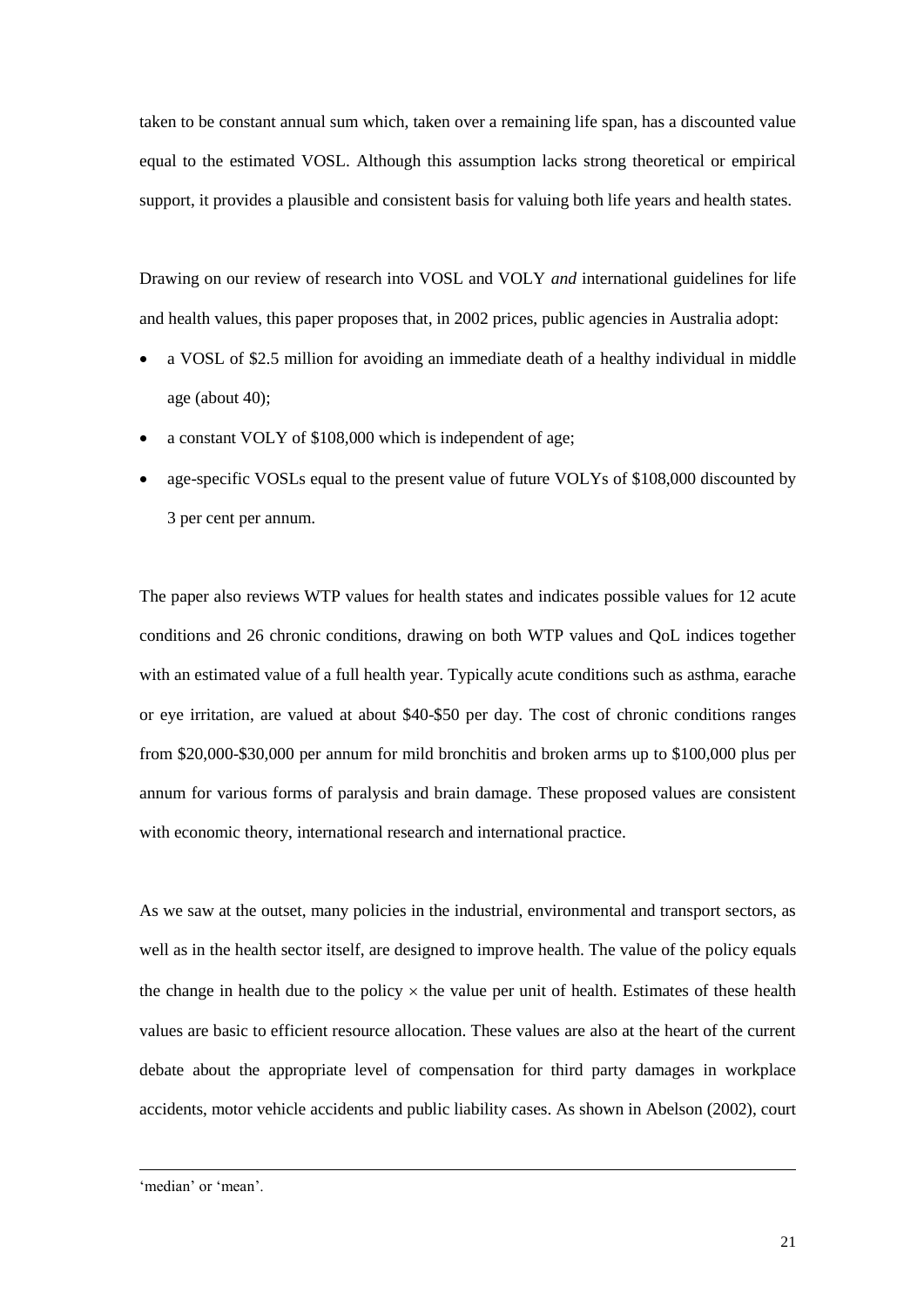taken to be constant annual sum which, taken over a remaining life span, has a discounted value equal to the estimated VOSL. Although this assumption lacks strong theoretical or empirical support, it provides a plausible and consistent basis for valuing both life years and health states.

Drawing on our review of research into VOSL and VOLY *and* international guidelines for life and health values, this paper proposes that, in 2002 prices, public agencies in Australia adopt:

- a VOSL of $2.5 million for avoiding an immediate death of a healthy individual in middle age (about 40);
- a constant VOLY of $108,000 which is independent of age;
- age-specific VOSLs equal to the present value of future VOLYs of $108,000 discounted by 3 per cent per annum.

The paper also reviews WTP values for health states and indicates possible values for 12 acute conditions and 26 chronic conditions, drawing on both WTP values and QoL indices together with an estimated value of a full health year. Typically acute conditions such as asthma, earache or eye irritation, are valued at about $40-$50 per day. The cost of chronic conditions ranges from $20,000-$30,000 per annum for mild bronchitis and broken arms up to $100,000 plus per annum for various forms of paralysis and brain damage. These proposed values are consistent with economic theory, international research and international practice.

As we saw at the outset, many policies in the industrial, environmental and transport sectors, as well as in the health sector itself, are designed to improve health. The value of the policy equals the change in health due to the policy $\times$ the value per unit of health. Estimates of these health values are basic to efficient resource allocation. These values are also at the heart of the current debate about the appropriate level of compensation for third party damages in workplace accidents, motor vehicle accidents and public liability cases. As shown in Abelson (2002), court

---

'median' or 'mean'.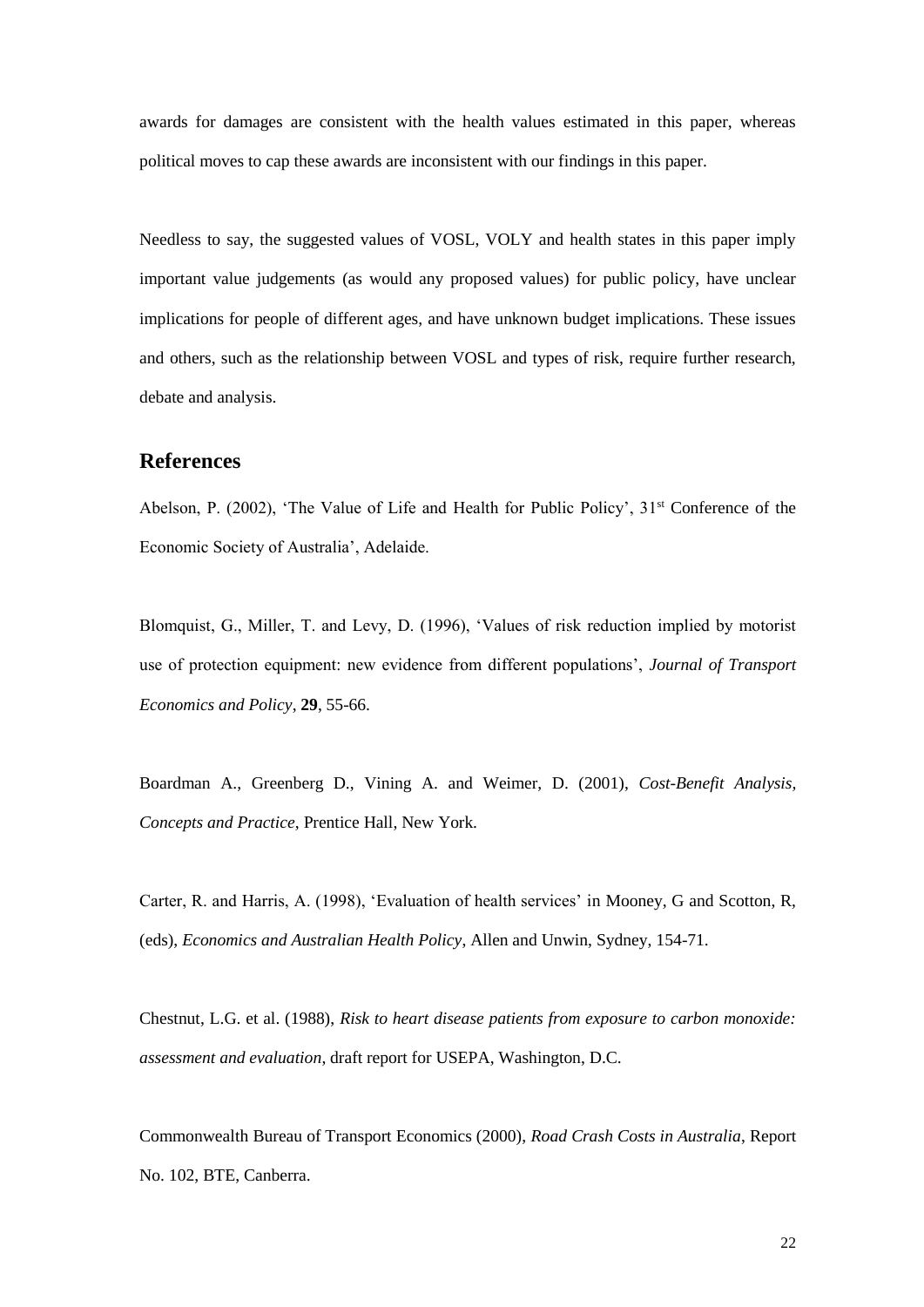awards for damages are consistent with the health values estimated in this paper, whereas political moves to cap these awards are inconsistent with our findings in this paper.

Needless to say, the suggested values of VOSL, VOLY and health states in this paper imply important value judgements (as would any proposed values) for public policy, have unclear implications for people of different ages, and have unknown budget implications. These issues and others, such as the relationship between VOSL and types of risk, require further research, debate and analysis.

## References

Abelson, P. (2002), 'The Value of Life and Health for Public Policy', 31st Conference of the Economic Society of Australia', Adelaide.

Blomquist, G., Miller, T. and Levy, D. (1996), 'Values of risk reduction implied by motorist use of protection equipment: new evidence from different populations', *Journal of Transport Economics and Policy*, **29**, 55-66.

Boardman A., Greenberg D., Vining A. and Weimer, D. (2001), *Cost-Benefit Analysis, Concepts and Practice*, Prentice Hall, New York.

Carter, R. and Harris, A. (1998), 'Evaluation of health services' in Mooney, G and Scotton, R, (eds), *Economics and Australian Health Policy*, Allen and Unwin, Sydney, 154-71.

Chestnut, L.G. et al. (1988), *Risk to heart disease patients from exposure to carbon monoxide: assessment and evaluation*, draft report for USEPA, Washington, D.C.

Commonwealth Bureau of Transport Economics (2000), *Road Crash Costs in Australia*, Report No. 102, BTE, Canberra.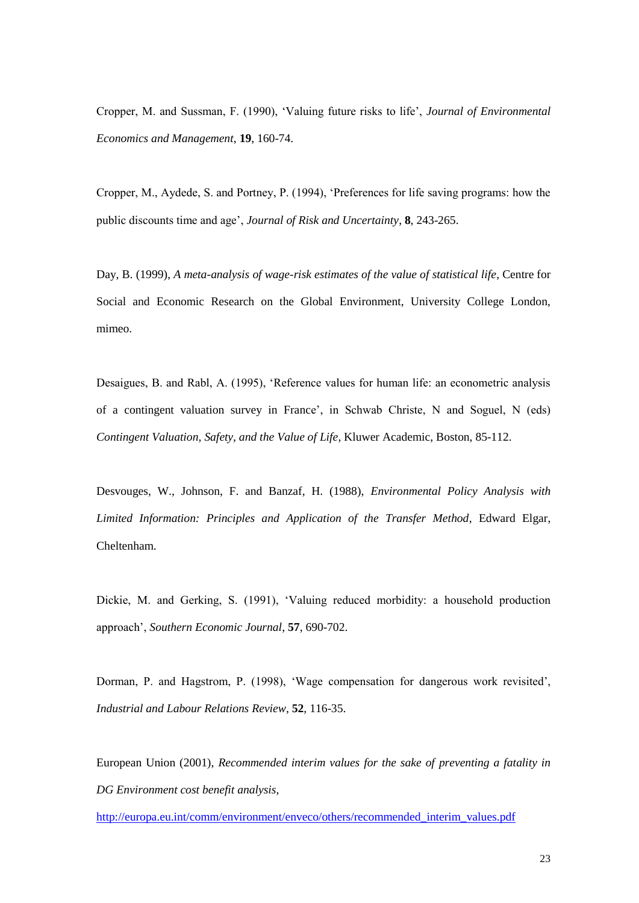Cropper, M. and Sussman, F. (1990), 'Valuing future risks to life', *Journal of Environmental Economics and Management*, **19**, 160-74.

Cropper, M., Aydede, S. and Portney, P. (1994), 'Preferences for life saving programs: how the public discounts time and age', *Journal of Risk and Uncertainty*, **8**, 243-265.

Day, B. (1999), *A meta-analysis of wage-risk estimates of the value of statistical life*, Centre for Social and Economic Research on the Global Environment, University College London, mimeo.

Desaigues, B. and Rabl, A. (1995), 'Reference values for human life: an econometric analysis of a contingent valuation survey in France', in Schwab Christe, N and Soguel, N (eds) *Contingent Valuation, Safety, and the Value of Life*, Kluwer Academic, Boston, 85-112.

Desvouges, W., Johnson, F. and Banzaf, H. (1988), *Environmental Policy Analysis with Limited Information: Principles and Application of the Transfer Method*, Edward Elgar, Cheltenham.

Dickie, M. and Gerking, S. (1991), 'Valuing reduced morbidity: a household production approach', *Southern Economic Journal*, **57**, 690-702.

Dorman, P. and Hagstrom, P. (1998), 'Wage compensation for dangerous work revisited', *Industrial and Labour Relations Review*, **52**, 116-35.

European Union (2001), *Recommended interim values for the sake of preventing a fatality in DG Environment cost benefit analysis*, http://europa.eu.int/comm/environment/enveco/others/recommended_interim_values.pdf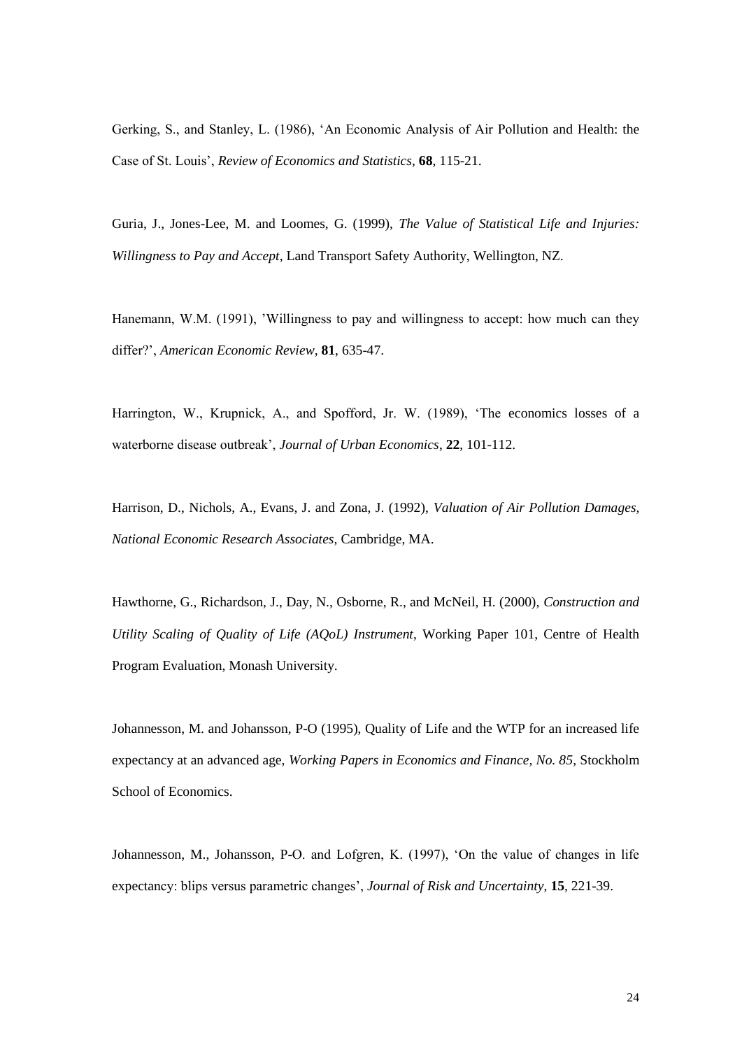Gerking, S., and Stanley, L. (1986), 'An Economic Analysis of Air Pollution and Health: the Case of St. Louis', *Review of Economics and Statistics*, **68**, 115-21.

Guria, J., Jones-Lee, M. and Loomes, G. (1999), *The Value of Statistical Life and Injuries: Willingness to Pay and Accept*, Land Transport Safety Authority, Wellington, NZ.

Hanemann, W.M. (1991), 'Willingness to pay and willingness to accept: how much can they differ?', *American Economic Review*, **81**, 635-47.

Harrington, W., Krupnick, A., and Spofford, Jr. W. (1989), 'The economics losses of a waterborne disease outbreak', *Journal of Urban Economics*, **22**, 101-112.

Harrison, D., Nichols, A., Evans, J. and Zona, J. (1992), *Valuation of Air Pollution Damages, National Economic Research Associates*, Cambridge, MA.

Hawthorne, G., Richardson, J., Day, N., Osborne, R., and McNeil, H. (2000), *Construction and Utility Scaling of Quality of Life (AQoL) Instrument*, Working Paper 101, Centre of Health Program Evaluation, Monash University.

Johannesson, M. and Johansson, P-O (1995), Quality of Life and the WTP for an increased life expectancy at an advanced age, *Working Papers in Economics and Finance, No. 85*, Stockholm School of Economics.

Johannesson, M., Johansson, P-O. and Lofgren, K. (1997), 'On the value of changes in life expectancy: blips versus parametric changes', *Journal of Risk and Uncertainty*, **15**, 221-39.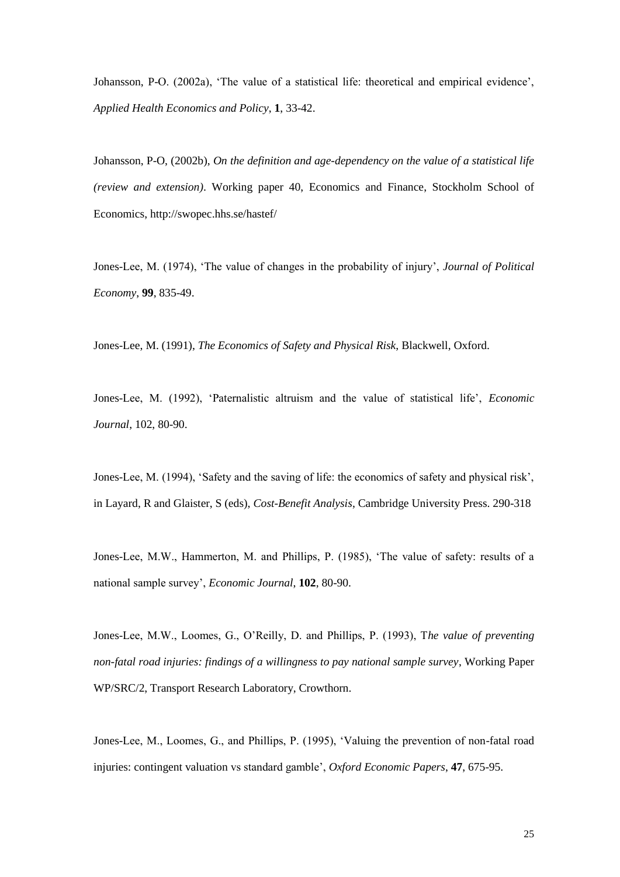Johansson, P-O. (2002a), 'The value of a statistical life: theoretical and empirical evidence', *Applied Health Economics and Policy*, **1**, 33-42.

Johansson, P-O, (2002b), *On the definition and age-dependency on the value of a statistical life (review and extension)*. Working paper 40, Economics and Finance, Stockholm School of Economics, http://swopec.hhs.se/hastef/

Jones-Lee, M. (1974), 'The value of changes in the probability of injury', *Journal of Political Economy*, **99**, 835-49.

Jones-Lee, M. (1991), *The Economics of Safety and Physical Risk*, Blackwell, Oxford.

Jones-Lee, M. (1992), 'Paternalistic altruism and the value of statistical life', *Economic Journal*, 102, 80-90.

Jones-Lee, M. (1994), 'Safety and the saving of life: the economics of safety and physical risk', in Layard, R and Glaister, S (eds), *Cost-Benefit Analysis*, Cambridge University Press. 290-318

Jones-Lee, M.W., Hammerton, M. and Phillips, P. (1985), 'The value of safety: results of a national sample survey', *Economic Journal*, **102**, 80-90.

Jones-Lee, M.W., Loomes, G., O'Reilly, D. and Phillips, P. (1993), T*he value of preventing non-fatal road injuries: findings of a willingness to pay national sample survey*, Working Paper WP/SRC/2, Transport Research Laboratory, Crowthorn.

Jones-Lee, M., Loomes, G., and Phillips, P. (1995), 'Valuing the prevention of non-fatal road injuries: contingent valuation vs standard gamble', *Oxford Economic Papers*, **47**, 675-95.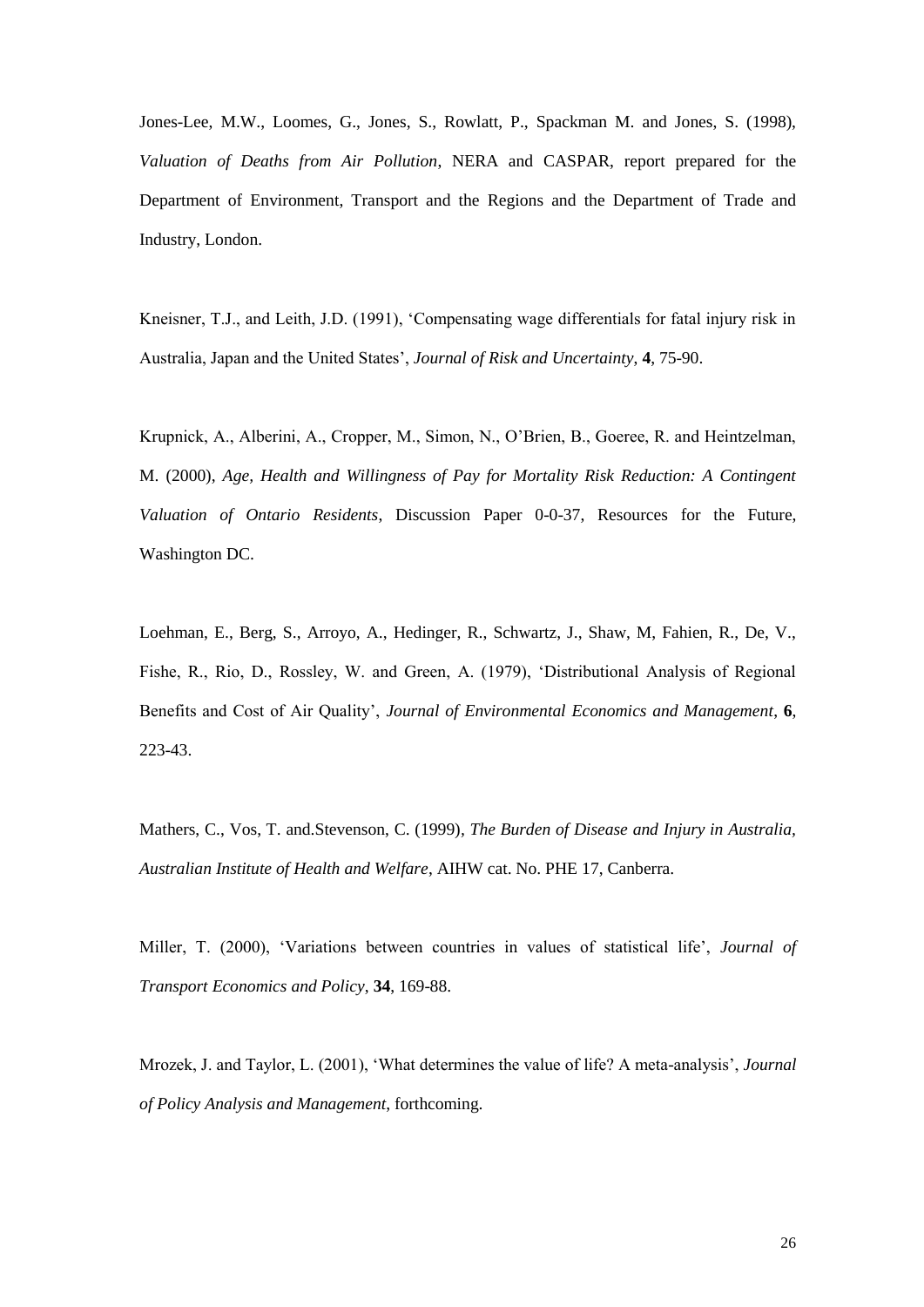Jones-Lee, M.W., Loomes, G., Jones, S., Rowlatt, P., Spackman M. and Jones, S. (1998), *Valuation of Deaths from Air Pollution*, NERA and CASPAR, report prepared for the Department of Environment, Transport and the Regions and the Department of Trade and Industry, London.

Kneisner, T.J., and Leith, J.D. (1991), 'Compensating wage differentials for fatal injury risk in Australia, Japan and the United States', *Journal of Risk and Uncertainty*, **4**, 75-90.

Krupnick, A., Alberini, A., Cropper, M., Simon, N., O'Brien, B., Goeree, R. and Heintzelman, M. (2000), *Age, Health and Willingness of Pay for Mortality Risk Reduction: A Contingent Valuation of Ontario Residents*, Discussion Paper 0-0-37, Resources for the Future, Washington DC.

Loehman, E., Berg, S., Arroyo, A., Hedinger, R., Schwartz, J., Shaw, M, Fahien, R., De, V., Fishe, R., Rio, D., Rossley, W. and Green, A. (1979), 'Distributional Analysis of Regional Benefits and Cost of Air Quality', *Journal of Environmental Economics and Management*, **6**, 223-43.

Mathers, C., Vos, T. and.Stevenson, C. (1999), *The Burden of Disease and Injury in Australia, Australian Institute of Health and Welfare*, AIHW cat. No. PHE 17, Canberra.

Miller, T. (2000), 'Variations between countries in values of statistical life', *Journal of Transport Economics and Policy*, **34**, 169-88.

Mrozek, J. and Taylor, L. (2001), 'What determines the value of life? A meta-analysis', *Journal of Policy Analysis and Management*, forthcoming.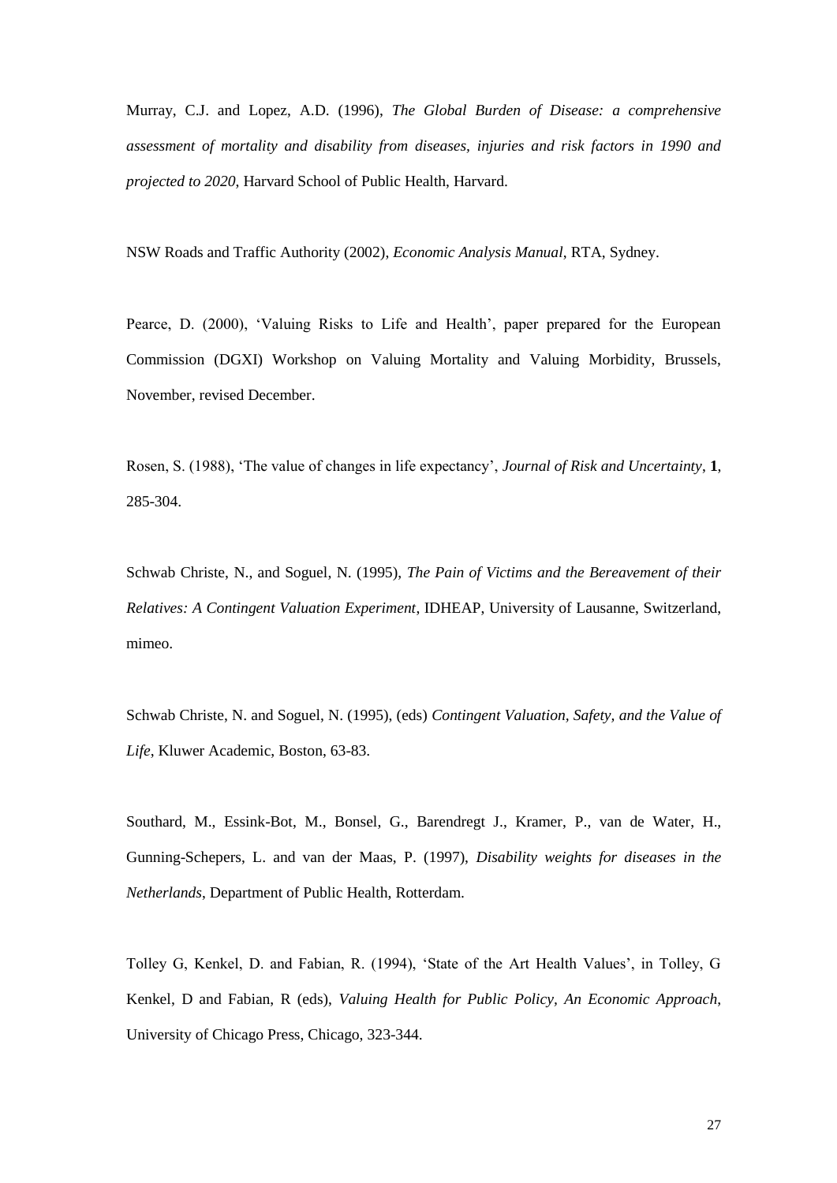Murray, C.J. and Lopez, A.D. (1996), *The Global Burden of Disease: a comprehensive assessment of mortality and disability from diseases, injuries and risk factors in 1990 and projected to 2020*, Harvard School of Public Health, Harvard.

NSW Roads and Traffic Authority (2002), *Economic Analysis Manual*, RTA, Sydney.

Pearce, D. (2000), 'Valuing Risks to Life and Health', paper prepared for the European Commission (DGXI) Workshop on Valuing Mortality and Valuing Morbidity, Brussels, November, revised December.

Rosen, S. (1988), 'The value of changes in life expectancy', *Journal of Risk and Uncertainty*, **1**, 285-304.

Schwab Christe, N., and Soguel, N. (1995), *The Pain of Victims and the Bereavement of their Relatives: A Contingent Valuation Experiment*, IDHEAP, University of Lausanne, Switzerland, mimeo.

Schwab Christe, N. and Soguel, N. (1995), (eds) *Contingent Valuation, Safety, and the Value of Life*, Kluwer Academic, Boston, 63-83.

Southard, M., Essink-Bot, M., Bonsel, G., Barendregt J., Kramer, P., van de Water, H., Gunning-Schepers, L. and van der Maas, P. (1997), *Disability weights for diseases in the Netherlands*, Department of Public Health, Rotterdam.

Tolley G, Kenkel, D. and Fabian, R. (1994), 'State of the Art Health Values', in Tolley, G Kenkel, D and Fabian, R (eds), *Valuing Health for Public Policy, An Economic Approach*, University of Chicago Press, Chicago, 323-344.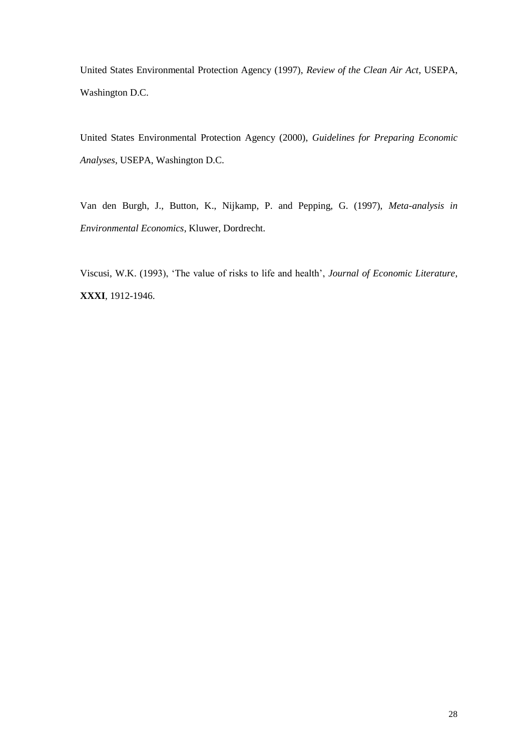United States Environmental Protection Agency (1997), *Review of the Clean Air Act*, USEPA, Washington D.C.

United States Environmental Protection Agency (2000), *Guidelines for Preparing Economic Analyses*, USEPA, Washington D.C.

Van den Burgh, J., Button, K., Nijkamp, P. and Pepping, G. (1997), *Meta-analysis in Environmental Economics*, Kluwer, Dordrecht.

Viscusi, W.K. (1993), 'The value of risks to life and health', *Journal of Economic Literature*, **XXXI**, 1912-1946.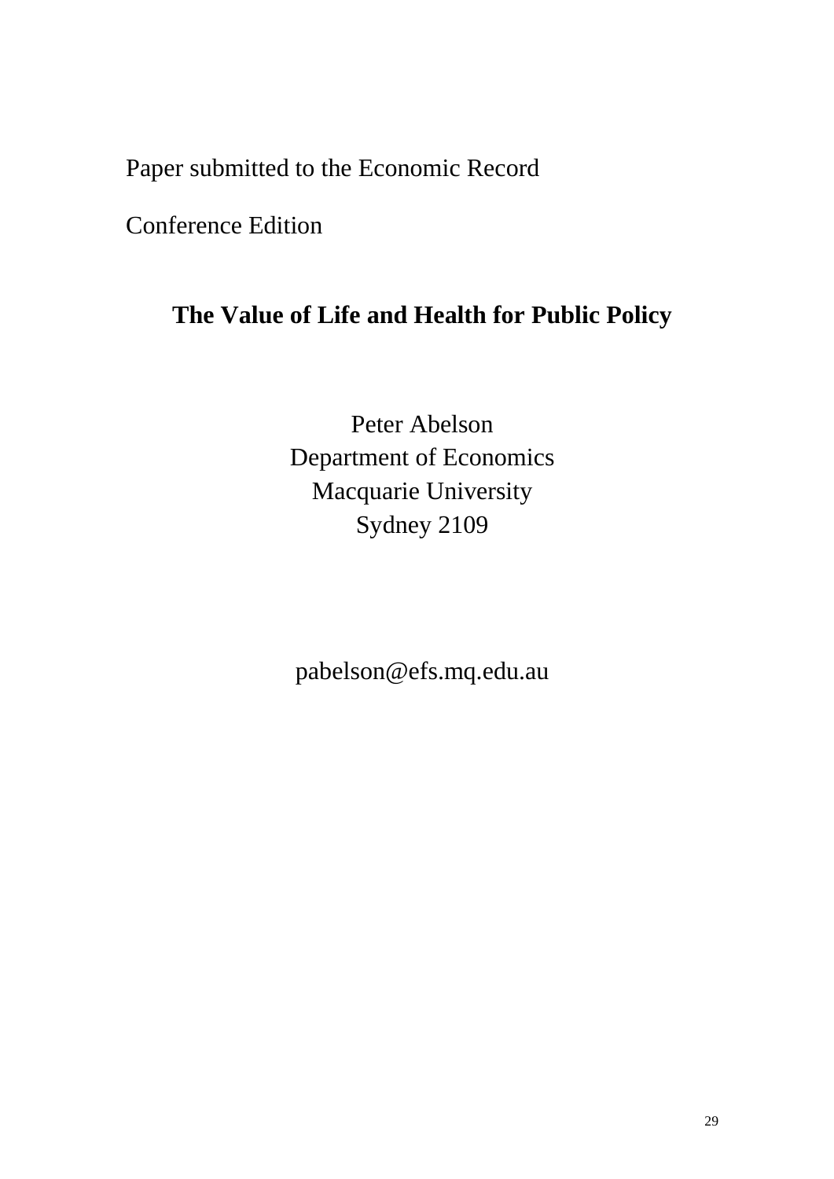Paper submitted to the Economic Record

Conference Edition

# The Value of Life and Health for Public Policy

Peter Abelson
Department of Economics
Macquarie University
Sydney 2109

pabelson@efs.mq.edu.au